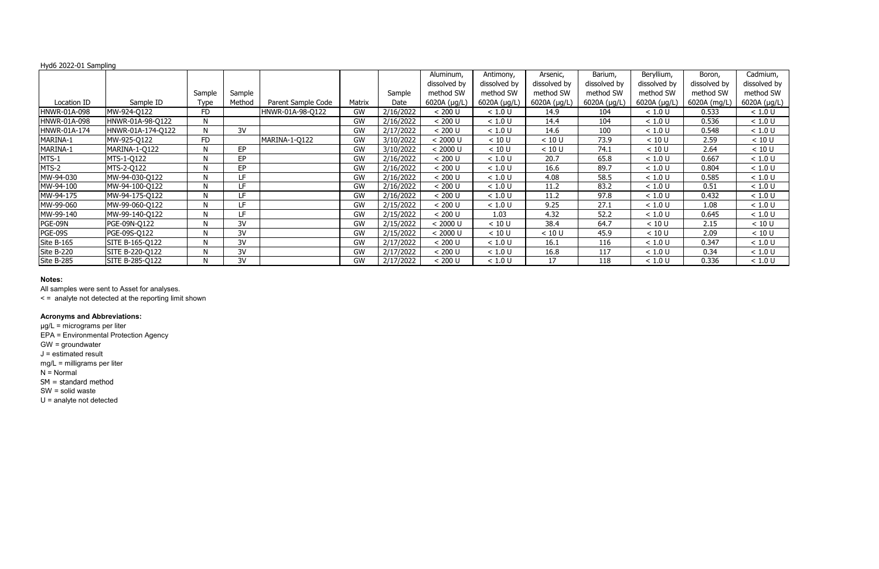Hyd6 2022-01 Sampling

| Location ID | Sample ID | Sample Type | Sample Method | Parent Sample Code | Matrix | Sample Date | Aluminum, dissolved by method SW 6020A (µg/L) | Antimony, dissolved by method SW 6020A (µg/L) | Arsenic, dissolved by method SW 6020A (µg/L) | Barium, dissolved by method SW 6020A (µg/L) | Beryllium, dissolved by method SW 6020A (µg/L) | Boron, dissolved by method SW 6020A (mg/L) | Cadmium, dissolved by method SW 6020A (µg/L) |
|---|---|---|---|---|---|---|---|---|---|---|---|---|---|
| HNWR-01A-098 | MW-924-Q122 | FD | | HNWR-01A-98-Q122 | GW | 2/16/2022 | < 200 U | < 1.0 U | 14.9 | 104 | < 1.0 U | 0.533 | < 1.0 U |
| HNWR-01A-098 | HNWR-01A-98-Q122 | N | | | GW | 2/16/2022 | < 200 U | < 1.0 U | 14.4 | 104 | < 1.0 U | 0.536 | < 1.0 U |
| HNWR-01A-174 | HNWR-01A-174-Q122 | N | 3V | | GW | 2/17/2022 | < 200 U | < 1.0 U | 14.6 | 100 | < 1.0 U | 0.548 | < 1.0 U |
| MARINA-1 | MW-925-Q122 | FD | | MARINA-1-Q122 | GW | 3/10/2022 | < 2000 U | < 10 U | < 10 U | 73.9 | < 10 U | 2.59 | < 10 U |
| MARINA-1 | MARINA-1-Q122 | N | EP | | GW | 3/10/2022 | < 2000 U | < 10 U | < 10 U | 74.1 | < 10 U | 2.64 | < 10 U |
| MTS-1 | MTS-1-Q122 | N | EP | | GW | 2/16/2022 | < 200 U | < 1.0 U | 20.7 | 65.8 | < 1.0 U | 0.667 | < 1.0 U |
| MTS-2 | MTS-2-Q122 | N | EP | | GW | 2/16/2022 | < 200 U | < 1.0 U | 16.6 | 89.7 | < 1.0 U | 0.804 | < 1.0 U |
| MW-94-030 | MW-94-030-Q122 | N | LF | | GW | 2/16/2022 | < 200 U | < 1.0 U | 4.08 | 58.5 | < 1.0 U | 0.585 | < 1.0 U |
| MW-94-100 | MW-94-100-Q122 | N | LF | | GW | 2/16/2022 | < 200 U | < 1.0 U | 11.2 | 83.2 | < 1.0 U | 0.51 | < 1.0 U |
| MW-94-175 | MW-94-175-Q122 | N | LF | | GW | 2/16/2022 | < 200 U | < 1.0 U | 11.2 | 97.8 | < 1.0 U | 0.432 | < 1.0 U |
| MW-99-060 | MW-99-060-Q122 | N | LF | | GW | 2/15/2022 | < 200 U | < 1.0 U | 9.25 | 27.1 | < 1.0 U | 1.08 | < 1.0 U |
| MW-99-140 | MW-99-140-Q122 | N | LF | | GW | 2/15/2022 | < 200 U | 1.03 | 4.32 | 52.2 | < 1.0 U | 0.645 | < 1.0 U |
| PGE-09N | PGE-09N-Q122 | N | 3V | | GW | 2/15/2022 | < 2000 U | < 10 U | 38.4 | 64.7 | < 10 U | 2.15 | < 10 U |
| PGE-09S | PGE-09S-Q122 | N | 3V | | GW | 2/15/2022 | < 2000 U | < 10 U | < 10 U | 45.9 | < 10 U | 2.09 | < 10 U |
| Site B-165 | SITE B-165-Q122 | N | 3V | | GW | 2/17/2022 | < 200 U | < 1.0 U | 16.1 | 116 | < 1.0 U | 0.347 | < 1.0 U |
| Site B-220 | SITE B-220-Q122 | N | 3V | | GW | 2/17/2022 | < 200 U | < 1.0 U | 16.8 | 117 | < 1.0 U | 0.34 | < 1.0 U |
| Site B-285 | SITE B-285-Q122 | N | 3V | | GW | 2/17/2022 | < 200 U | < 1.0 U | 17 | 118 | < 1.0 U | 0.336 | < 1.0 U |

**Notes:**

All samples were sent to Asset for analyses.

< = analyte not detected at the reporting limit shown

**Acronyms and Abbreviations:**

µg/L = micrograms per liter

EPA = Environmental Protection Agency

GW = groundwater

J = estimated result

mg/L = milligrams per liter

N = Normal

SM = standard method

SW = solid waste

U = analyte not detected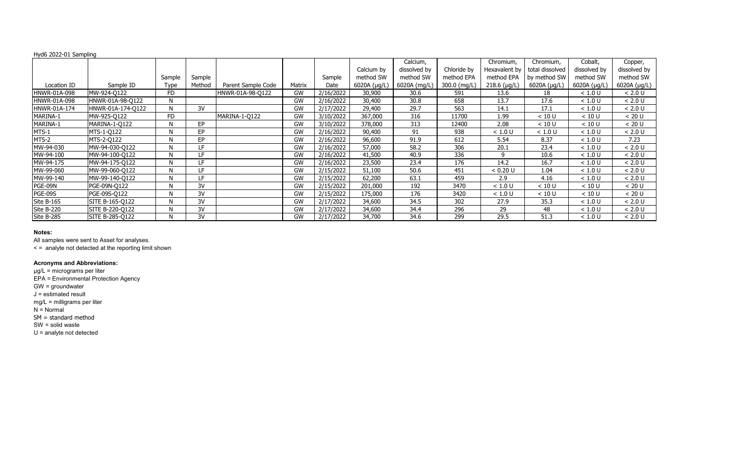Hyd6 2022-01 Sampling

| Location ID | Sample ID | Sample Type | Sample Method | Parent Sample Code | Matrix | Sample Date | Calcium by method SW 6020A (µg/L) | Calcium, dissolved by method SW 6020A (mg/L) | Chloride by method EPA 300.0 (mg/L) | Chromium, Hexavalent by method EPA 218.6 (µg/L) | Chromium, total dissolved by method SW 6020A (µg/L) | Cobalt, dissolved by method SW 6020A (µg/L) | Copper, dissolved by method SW 6020A (µg/L) |
|---|---|---|---|---|---|---|---|---|---|---|---|---|---|
| HNWR-01A-098 | MW-924-Q122 | FD | | HNWR-01A-98-Q122 | GW | 2/16/2022 | 30,900 | 30.6 | 591 | 13.6 | 18 | < 1.0 U | < 2.0 U |
| HNWR-01A-098 | HNWR-01A-98-Q122 | N | | | GW | 2/16/2022 | 30,400 | 30.8 | 658 | 13.7 | 17.6 | < 1.0 U | < 2.0 U |
| HNWR-01A-174 | HNWR-01A-174-Q122 | N | 3V | | GW | 2/17/2022 | 29,400 | 29.7 | 563 | 14.1 | 17.1 | < 1.0 U | < 2.0 U |
| MARINA-1 | MW-925-Q122 | FD | | MARINA-1-Q122 | GW | 3/10/2022 | 367,000 | 316 | 11700 | 1.99 | < 10 U | < 10 U | < 20 U |
| MARINA-1 | MARINA-1-Q122 | N | EP | | GW | 3/10/2022 | 378,000 | 313 | 12400 | 2.08 | < 10 U | < 10 U | < 20 U |
| MTS-1 | MTS-1-Q122 | N | EP | | GW | 2/16/2022 | 90,400 | 91 | 938 | < 1.0 U | < 1.0 U | < 1.0 U | < 2.0 U |
| MTS-2 | MTS-2-Q122 | N | EP | | GW | 2/16/2022 | 96,600 | 91.9 | 612 | 5.54 | 8.37 | < 1.0 U | 7.23 |
| MW-94-030 | MW-94-030-Q122 | N | LF | | GW | 2/16/2022 | 57,000 | 58.2 | 306 | 20.1 | 23.4 | < 1.0 U | < 2.0 U |
| MW-94-100 | MW-94-100-Q122 | N | LF | | GW | 2/16/2022 | 41,500 | 40.9 | 336 | 9 | 10.6 | < 1.0 U | < 2.0 U |
| MW-94-175 | MW-94-175-Q122 | N | LF | | GW | 2/16/2022 | 23,500 | 23.4 | 176 | 14.2 | 16.7 | < 1.0 U | < 2.0 U |
| MW-99-060 | MW-99-060-Q122 | N | LF | | GW | 2/15/2022 | 51,100 | 50.6 | 451 | < 0.20 U | 1.04 | < 1.0 U | < 2.0 U |
| MW-99-140 | MW-99-140-Q122 | N | LF | | GW | 2/15/2022 | 62,200 | 63.1 | 459 | 2.9 | 4.16 | < 1.0 U | < 2.0 U |
| PGE-09N | PGE-09N-Q122 | N | 3V | | GW | 2/15/2022 | 201,000 | 192 | 3470 | < 1.0 U | < 10 U | < 10 U | < 20 U |
| PGE-09S | PGE-09S-Q122 | N | 3V | | GW | 2/15/2022 | 175,000 | 176 | 3420 | < 1.0 U | < 10 U | < 10 U | < 20 U |
| Site B-165 | SITE B-165-Q122 | N | 3V | | GW | 2/17/2022 | 34,600 | 34.5 | 302 | 27.9 | 35.3 | < 1.0 U | < 2.0 U |
| Site B-220 | SITE B-220-Q122 | N | 3V | | GW | 2/17/2022 | 34,600 | 34.4 | 296 | 29 | 48 | < 1.0 U | < 2.0 U |
| Site B-285 | SITE B-285-Q122 | N | 3V | | GW | 2/17/2022 | 34,700 | 34.6 | 299 | 29.5 | 51.3 | < 1.0 U | < 2.0 U |

**Notes:**

All samples were sent to Asset for analyses.

< = analyte not detected at the reporting limit shown

**Acronyms and Abbreviations:**

µg/L = micrograms per liter

EPA = Environmental Protection Agency

GW = groundwater

J = estimated result

mg/L = milligrams per liter

N = Normal

SM = standard method

SW = solid waste

U = analyte not detected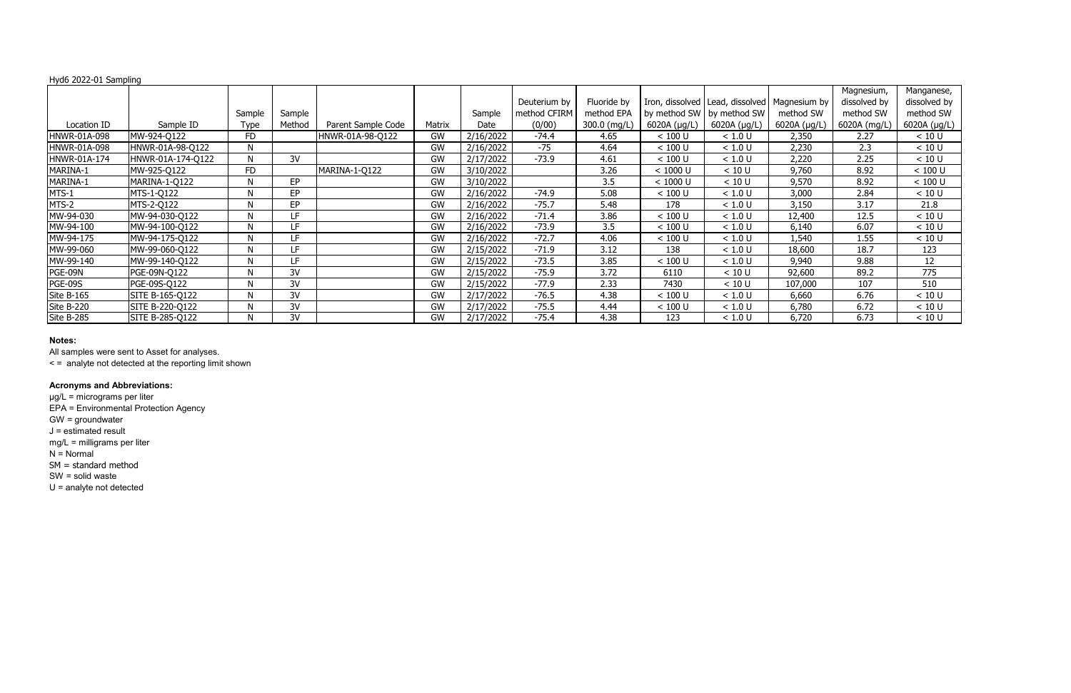Hyd6 2022-01 Sampling

| Location ID | Sample ID | Sample Type | Sample Method | Parent Sample Code | Matrix | Sample Date | Deuterium by method CFIRM (0/00) | Fluoride by method EPA 300.0 (mg/L) | Iron, dissolved by method SW 6020A (µg/L) | Lead, dissolved by method SW 6020A (µg/L) | Magnesium by method SW 6020A (µg/L) | Magnesium, dissolved by method SW 6020A (mg/L) | Manganese, dissolved by method SW 6020A (µg/L) |
|---|---|---|---|---|---|---|---|---|---|---|---|---|---|
| HNWR-01A-098 | MW-924-Q122 | FD | | HNWR-01A-98-Q122 | GW | 2/16/2022 | -74.4 | 4.65 | < 100 U | < 1.0 U | 2,350 | 2.27 | < 10 U |
| HNWR-01A-098 | HNWR-01A-98-Q122 | N | | | GW | 2/16/2022 | -75 | 4.64 | < 100 U | < 1.0 U | 2,230 | 2.3 | < 10 U |
| HNWR-01A-174 | HNWR-01A-174-Q122 | N | 3V | | GW | 2/17/2022 | -73.9 | 4.61 | < 100 U | < 1.0 U | 2,220 | 2.25 | < 10 U |
| MARINA-1 | MW-925-Q122 | FD | | MARINA-1-Q122 | GW | 3/10/2022 | | 3.26 | < 1000 U | < 10 U | 9,760 | 8.92 | < 100 U |
| MARINA-1 | MARINA-1-Q122 | N | EP | | GW | 3/10/2022 | | 3.5 | < 1000 U | < 10 U | 9,570 | 8.92 | < 100 U |
| MTS-1 | MTS-1-Q122 | N | EP | | GW | 2/16/2022 | -74.9 | 5.08 | < 100 U | < 1.0 U | 3,000 | 2.84 | < 10 U |
| MTS-2 | MTS-2-Q122 | N | EP | | GW | 2/16/2022 | -75.7 | 5.48 | 178 | < 1.0 U | 3,150 | 3.17 | 21.8 |
| MW-94-030 | MW-94-030-Q122 | N | LF | | GW | 2/16/2022 | -71.4 | 3.86 | < 100 U | < 1.0 U | 12,400 | 12.5 | < 10 U |
| MW-94-100 | MW-94-100-Q122 | N | LF | | GW | 2/16/2022 | -73.9 | 3.5 | < 100 U | < 1.0 U | 6,140 | 6.07 | < 10 U |
| MW-94-175 | MW-94-175-Q122 | N | LF | | GW | 2/16/2022 | -72.7 | 4.06 | < 100 U | < 1.0 U | 1,540 | 1.55 | < 10 U |
| MW-99-060 | MW-99-060-Q122 | N | LF | | GW | 2/15/2022 | -71.9 | 3.12 | 138 | < 1.0 U | 18,600 | 18.7 | 123 |
| MW-99-140 | MW-99-140-Q122 | N | LF | | GW | 2/15/2022 | -73.5 | 3.85 | < 100 U | < 1.0 U | 9,940 | 9.88 | 12 |
| PGE-09N | PGE-09N-Q122 | N | 3V | | GW | 2/15/2022 | -75.9 | 3.72 | 6110 | < 10 U | 92,600 | 89.2 | 775 |
| PGE-09S | PGE-09S-Q122 | N | 3V | | GW | 2/15/2022 | -77.9 | 2.33 | 7430 | < 10 U | 107,000 | 107 | 510 |
| Site B-165 | SITE B-165-Q122 | N | 3V | | GW | 2/17/2022 | -76.5 | 4.38 | < 100 U | < 1.0 U | 6,660 | 6.76 | < 10 U |
| Site B-220 | SITE B-220-Q122 | N | 3V | | GW | 2/17/2022 | -75.5 | 4.44 | < 100 U | < 1.0 U | 6,780 | 6.72 | < 10 U |
| Site B-285 | SITE B-285-Q122 | N | 3V | | GW | 2/17/2022 | -75.4 | 4.38 | 123 | < 1.0 U | 6,720 | 6.73 | < 10 U |

**Notes:**

All samples were sent to Asset for analyses.

< = analyte not detected at the reporting limit shown

**Acronyms and Abbreviations:**

µg/L = micrograms per liter

EPA = Environmental Protection Agency

GW = groundwater

J = estimated result

mg/L = milligrams per liter

N = Normal

SM = standard method

SW = solid waste

U = analyte not detected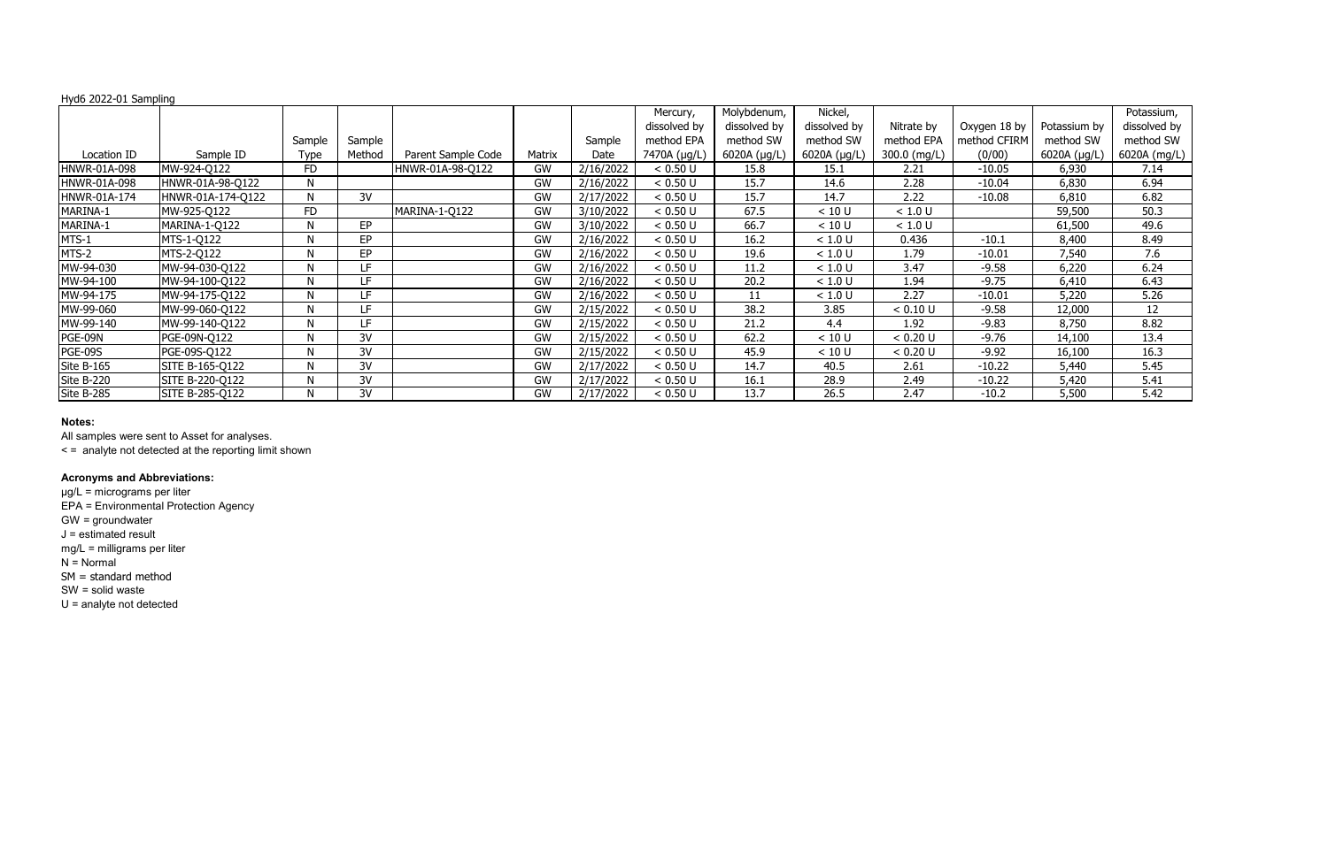Hyd6 2022-01 Sampling

| Location ID | Sample ID | Sample Type | Sample Method | Parent Sample Code | Matrix | Sample Date | Mercury, dissolved by method EPA 7470A (µg/L) | Molybdenum, dissolved by method SW 6020A (µg/L) | Nickel, dissolved by method SW 6020A (µg/L) | Nitrate by method EPA 300.0 (mg/L) | Oxygen 18 by method CFIRM (0/00) | Potassium by method SW 6020A (µg/L) | Potassium, dissolved by method SW 6020A (mg/L) |
|---|---|---|---|---|---|---|---|---|---|---|---|---|---|
| HNWR-01A-098 | MW-924-Q122 | FD | | HNWR-01A-98-Q122 | GW | 2/16/2022 | < 0.50 U | 15.8 | 15.1 | 2.21 | -10.05 | 6,930 | 7.14 |
| HNWR-01A-098 | HNWR-01A-98-Q122 | N | | | GW | 2/16/2022 | < 0.50 U | 15.7 | 14.6 | 2.28 | -10.04 | 6,830 | 6.94 |
| HNWR-01A-174 | HNWR-01A-174-Q122 | N | 3V | | GW | 2/17/2022 | < 0.50 U | 15.7 | 14.7 | 2.22 | -10.08 | 6,810 | 6.82 |
| MARINA-1 | MW-925-Q122 | FD | | MARINA-1-Q122 | GW | 3/10/2022 | < 0.50 U | 67.5 | < 10 U | < 1.0 U | | 59,500 | 50.3 |
| MARINA-1 | MARINA-1-Q122 | N | EP | | GW | 3/10/2022 | < 0.50 U | 66.7 | < 10 U | < 1.0 U | | 61,500 | 49.6 |
| MTS-1 | MTS-1-Q122 | N | EP | | GW | 2/16/2022 | < 0.50 U | 16.2 | < 1.0 U | 0.436 | -10.1 | 8,400 | 8.49 |
| MTS-2 | MTS-2-Q122 | N | EP | | GW | 2/16/2022 | < 0.50 U | 19.6 | < 1.0 U | 1.79 | -10.01 | 7,540 | 7.6 |
| MW-94-030 | MW-94-030-Q122 | N | LF | | GW | 2/16/2022 | < 0.50 U | 11.2 | < 1.0 U | 3.47 | -9.58 | 6,220 | 6.24 |
| MW-94-100 | MW-94-100-Q122 | N | LF | | GW | 2/16/2022 | < 0.50 U | 20.2 | < 1.0 U | 1.94 | -9.75 | 6,410 | 6.43 |
| MW-94-175 | MW-94-175-Q122 | N | LF | | GW | 2/16/2022 | < 0.50 U | 11 | < 1.0 U | 2.27 | -10.01 | 5,220 | 5.26 |
| MW-99-060 | MW-99-060-Q122 | N | LF | | GW | 2/15/2022 | < 0.50 U | 38.2 | 3.85 | < 0.10 U | -9.58 | 12,000 | 12 |
| MW-99-140 | MW-99-140-Q122 | N | LF | | GW | 2/15/2022 | < 0.50 U | 21.2 | 4.4 | 1.92 | -9.83 | 8,750 | 8.82 |
| PGE-09N | PGE-09N-Q122 | N | 3V | | GW | 2/15/2022 | < 0.50 U | 62.2 | < 10 U | < 0.20 U | -9.76 | 14,100 | 13.4 |
| PGE-09S | PGE-09S-Q122 | N | 3V | | GW | 2/15/2022 | < 0.50 U | 45.9 | < 10 U | < 0.20 U | -9.92 | 16,100 | 16.3 |
| Site B-165 | SITE B-165-Q122 | N | 3V | | GW | 2/17/2022 | < 0.50 U | 14.7 | 40.5 | 2.61 | -10.22 | 5,440 | 5.45 |
| Site B-220 | SITE B-220-Q122 | N | 3V | | GW | 2/17/2022 | < 0.50 U | 16.1 | 28.9 | 2.49 | -10.22 | 5,420 | 5.41 |
| Site B-285 | SITE B-285-Q122 | N | 3V | | GW | 2/17/2022 | < 0.50 U | 13.7 | 26.5 | 2.47 | -10.2 | 5,500 | 5.42 |

**Notes:**

All samples were sent to Asset for analyses.

< = analyte not detected at the reporting limit shown

**Acronyms and Abbreviations:**

µg/L = micrograms per liter

EPA = Environmental Protection Agency

GW = groundwater

J = estimated result

mg/L = milligrams per liter

N = Normal

SM = standard method

SW = solid waste

U = analyte not detected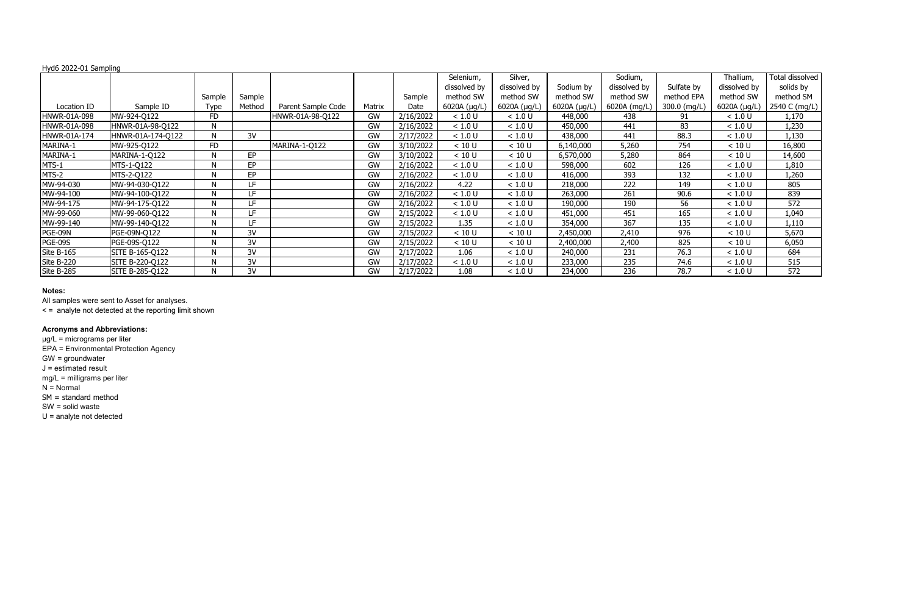Hyd6 2022-01 Sampling

| Location ID | Sample ID | Sample Type | Sample Method | Parent Sample Code | Matrix | Sample Date | Selenium, dissolved by method SW 6020A (µg/L) | Silver, dissolved by method SW 6020A (µg/L) | Sodium by method SW 6020A (µg/L) | Sodium, dissolved by method SW 6020A (mg/L) | Sulfate by method EPA 300.0 (mg/L) | Thallium, dissolved by method SW 6020A (µg/L) | Total dissolved solids by method SM 2540 C (mg/L) |
|---|---|---|---|---|---|---|---|---|---|---|---|---|---|
| HNWR-01A-098 | MW-924-Q122 | FD | | HNWR-01A-98-Q122 | GW | 2/16/2022 | < 1.0 U | < 1.0 U | 448,000 | 438 | 91 | < 1.0 U | 1,170 |
| HNWR-01A-098 | HNWR-01A-98-Q122 | N | | | GW | 2/16/2022 | < 1.0 U | < 1.0 U | 450,000 | 441 | 83 | < 1.0 U | 1,230 |
| HNWR-01A-174 | HNWR-01A-174-Q122 | N | 3V | | GW | 2/17/2022 | < 1.0 U | < 1.0 U | 438,000 | 441 | 88.3 | < 1.0 U | 1,130 |
| MARINA-1 | MW-925-Q122 | FD | | MARINA-1-Q122 | GW | 3/10/2022 | < 10 U | < 10 U | 6,140,000 | 5,260 | 754 | < 10 U | 16,800 |
| MARINA-1 | MARINA-1-Q122 | N | EP | | GW | 3/10/2022 | < 10 U | < 10 U | 6,570,000 | 5,280 | 864 | < 10 U | 14,600 |
| MTS-1 | MTS-1-Q122 | N | EP | | GW | 2/16/2022 | < 1.0 U | < 1.0 U | 598,000 | 602 | 126 | < 1.0 U | 1,810 |
| MTS-2 | MTS-2-Q122 | N | EP | | GW | 2/16/2022 | < 1.0 U | < 1.0 U | 416,000 | 393 | 132 | < 1.0 U | 1,260 |
| MW-94-030 | MW-94-030-Q122 | N | LF | | GW | 2/16/2022 | 4.22 | < 1.0 U | 218,000 | 222 | 149 | < 1.0 U | 805 |
| MW-94-100 | MW-94-100-Q122 | N | LF | | GW | 2/16/2022 | < 1.0 U | < 1.0 U | 263,000 | 261 | 90.6 | < 1.0 U | 839 |
| MW-94-175 | MW-94-175-Q122 | N | LF | | GW | 2/16/2022 | < 1.0 U | < 1.0 U | 190,000 | 190 | 56 | < 1.0 U | 572 |
| MW-99-060 | MW-99-060-Q122 | N | LF | | GW | 2/15/2022 | < 1.0 U | < 1.0 U | 451,000 | 451 | 165 | < 1.0 U | 1,040 |
| MW-99-140 | MW-99-140-Q122 | N | LF | | GW | 2/15/2022 | 1.35 | < 1.0 U | 354,000 | 367 | 135 | < 1.0 U | 1,110 |
| PGE-09N | PGE-09N-Q122 | N | 3V | | GW | 2/15/2022 | < 10 U | < 10 U | 2,450,000 | 2,410 | 976 | < 10 U | 5,670 |
| PGE-09S | PGE-09S-Q122 | N | 3V | | GW | 2/15/2022 | < 10 U | < 10 U | 2,400,000 | 2,400 | 825 | < 10 U | 6,050 |
| Site B-165 | SITE B-165-Q122 | N | 3V | | GW | 2/17/2022 | 1.06 | < 1.0 U | 240,000 | 231 | 76.3 | < 1.0 U | 684 |
| Site B-220 | SITE B-220-Q122 | N | 3V | | GW | 2/17/2022 | < 1.0 U | < 1.0 U | 233,000 | 235 | 74.6 | < 1.0 U | 515 |
| Site B-285 | SITE B-285-Q122 | N | 3V | | GW | 2/17/2022 | 1.08 | < 1.0 U | 234,000 | 236 | 78.7 | < 1.0 U | 572 |

**Notes:**

All samples were sent to Asset for analyses.

< = analyte not detected at the reporting limit shown

**Acronyms and Abbreviations:**

µg/L = micrograms per liter

EPA = Environmental Protection Agency

GW = groundwater

J = estimated result

mg/L = milligrams per liter

N = Normal

SM = standard method

SW = solid waste

U = analyte not detected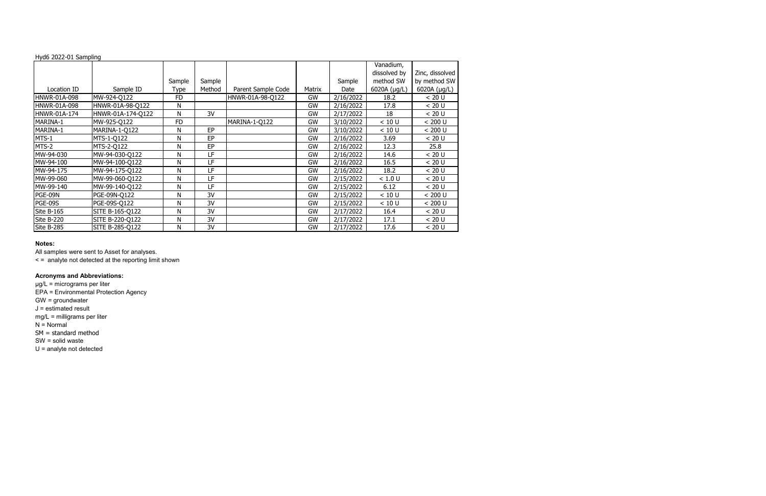Hyd6 2022-01 Sampling

| Location ID | Sample ID | Sample Type | Sample Method | Parent Sample Code | Matrix | Sample Date | Vanadium, dissolved by method SW 6020A (µg/L) | Zinc, dissolved by method SW 6020A (µg/L) |
|---|---|---|---|---|---|---|---|---|
| HNWR-01A-098 | MW-924-Q122 | FD | | HNWR-01A-98-Q122 | GW | 2/16/2022 | 18.2 | < 20 U |
| HNWR-01A-098 | HNWR-01A-98-Q122 | N | | | GW | 2/16/2022 | 17.8 | < 20 U |
| HNWR-01A-174 | HNWR-01A-174-Q122 | N | 3V | | GW | 2/17/2022 | 18 | < 20 U |
| MARINA-1 | MW-925-Q122 | FD | | MARINA-1-Q122 | GW | 3/10/2022 | < 10 U | < 200 U |
| MARINA-1 | MARINA-1-Q122 | N | EP | | GW | 3/10/2022 | < 10 U | < 200 U |
| MTS-1 | MTS-1-Q122 | N | EP | | GW | 2/16/2022 | 3.69 | < 20 U |
| MTS-2 | MTS-2-Q122 | N | EP | | GW | 2/16/2022 | 12.3 | 25.8 |
| MW-94-030 | MW-94-030-Q122 | N | LF | | GW | 2/16/2022 | 14.6 | < 20 U |
| MW-94-100 | MW-94-100-Q122 | N | LF | | GW | 2/16/2022 | 16.5 | < 20 U |
| MW-94-175 | MW-94-175-Q122 | N | LF | | GW | 2/16/2022 | 18.2 | < 20 U |
| MW-99-060 | MW-99-060-Q122 | N | LF | | GW | 2/15/2022 | < 1.0 U | < 20 U |
| MW-99-140 | MW-99-140-Q122 | N | LF | | GW | 2/15/2022 | 6.12 | < 20 U |
| PGE-09N | PGE-09N-Q122 | N | 3V | | GW | 2/15/2022 | < 10 U | < 200 U |
| PGE-09S | PGE-09S-Q122 | N | 3V | | GW | 2/15/2022 | < 10 U | < 200 U |
| Site B-165 | SITE B-165-Q122 | N | 3V | | GW | 2/17/2022 | 16.4 | < 20 U |
| Site B-220 | SITE B-220-Q122 | N | 3V | | GW | 2/17/2022 | 17.1 | < 20 U |
| Site B-285 | SITE B-285-Q122 | N | 3V | | GW | 2/17/2022 | 17.6 | < 20 U |

**Notes:**

All samples were sent to Asset for analyses.

< = analyte not detected at the reporting limit shown

**Acronyms and Abbreviations:**

µg/L = micrograms per liter

EPA = Environmental Protection Agency

GW = groundwater

J = estimated result

mg/L = milligrams per liter

N = Normal

SM = standard method

SW = solid waste

U = analyte not detected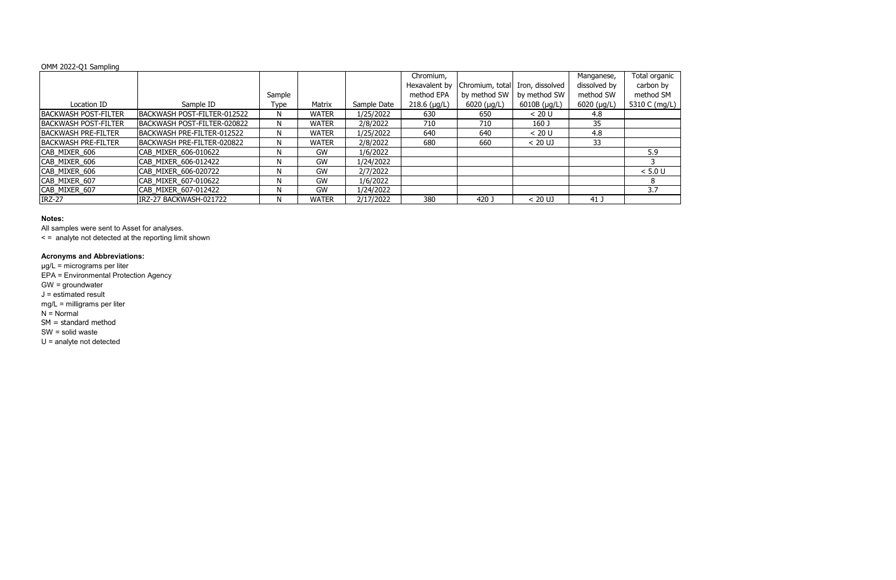OMM 2022-Q1 Sampling

| Location ID | Sample ID | Sample Type | Matrix | Sample Date | Chromium, Hexavalent by method EPA 218.6 (µg/L) | Chromium, total by method SW 6020 (µg/L) | Iron, dissolved by method SW 6010B (µg/L) | Manganese, dissolved by method SW 6020 (µg/L) | Total organic carbon by method SM 5310 C (mg/L) |
|---|---|---|---|---|---|---|---|---|---|
| BACKWASH POST-FILTER | BACKWASH POST-FILTER-012522 | N | WATER | 1/25/2022 | 630 | 650 | < 20 U | 4.8 | |
| BACKWASH POST-FILTER | BACKWASH POST-FILTER-020822 | N | WATER | 2/8/2022 | 710 | 710 | 160 J | 35 | |
| BACKWASH PRE-FILTER | BACKWASH PRE-FILTER-012522 | N | WATER | 1/25/2022 | 640 | 640 | < 20 U | 4.8 | |
| BACKWASH PRE-FILTER | BACKWASH PRE-FILTER-020822 | N | WATER | 2/8/2022 | 680 | 660 | < 20 UJ | 33 | |
| CAB_MIXER_606 | CAB_MIXER_606-010622 | N | GW | 1/6/2022 | | | | | 5.9 |
| CAB_MIXER_606 | CAB_MIXER_606-012422 | N | GW | 1/24/2022 | | | | | 3 |
| CAB_MIXER_606 | CAB_MIXER_606-020722 | N | GW | 2/7/2022 | | | | | < 5.0 U |
| CAB_MIXER_607 | CAB_MIXER_607-010622 | N | GW | 1/6/2022 | | | | | 8 |
| CAB_MIXER_607 | CAB_MIXER_607-012422 | N | GW | 1/24/2022 | | | | | 3.7 |
| IRZ-27 | IRZ-27 BACKWASH-021722 | N | WATER | 2/17/2022 | 380 | 420 J | < 20 UJ | 41 J | |

**Notes:**

All samples were sent to Asset for analyses.

< = analyte not detected at the reporting limit shown

**Acronyms and Abbreviations:**

µg/L = micrograms per liter
EPA = Environmental Protection Agency
GW = groundwater
J = estimated result
mg/L = milligrams per liter
N = Normal
SM = standard method
SW = solid waste
U = analyte not detected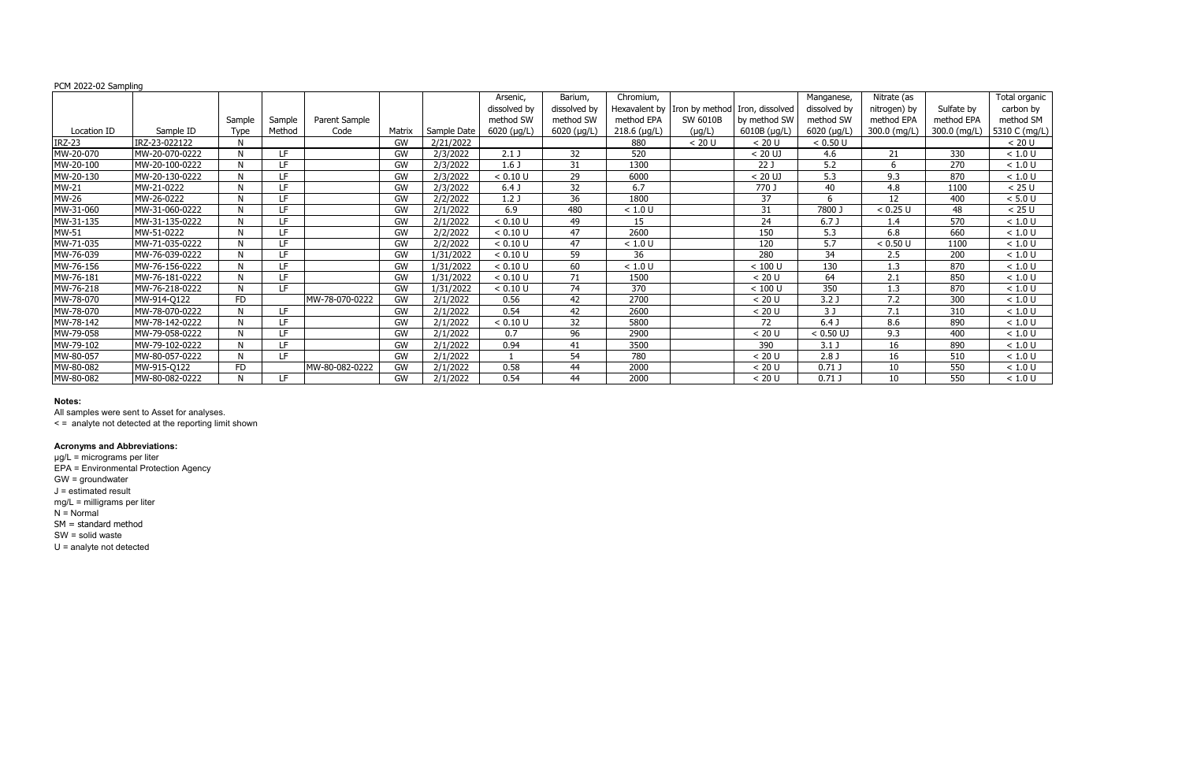PCM 2022-02 Sampling

| Location ID | Sample ID | Sample Type | Sample Method | Parent Sample Code | Matrix | Sample Date | Arsenic, dissolved by method SW 6020 (µg/L) | Barium, dissolved by method SW 6020 (µg/L) | Chromium, Hexavalent by method EPA 218.6 (µg/L) | Iron by method SW 6010B (µg/L) | Iron, dissolved by method SW 6010B (µg/L) | Manganese, dissolved by method SW 6020 (µg/L) | Nitrate (as nitrogen) by method EPA 300.0 (mg/L) | Sulfate by method EPA 300.0 (mg/L) | Total organic carbon by method SM 5310 C (mg/L) |
|---|---|---|---|---|---|---|---|---|---|---|---|---|---|---|---|
| IRZ-23 | IRZ-23-022122 | N | | | GW | 2/21/2022 | | | 880 | < 20 U | < 20 U | < 0.50 U | | | < 20 U |
| MW-20-070 | MW-20-070-0222 | N | LF | | GW | 2/3/2022 | 2.1 J | 32 | 520 | | < 20 UJ | 4.6 | 21 | 330 | < 1.0 U |
| MW-20-100 | MW-20-100-0222 | N | LF | | GW | 2/3/2022 | 1.6 J | 31 | 1300 | | 22 J | 5.2 | 6 | 270 | < 1.0 U |
| MW-20-130 | MW-20-130-0222 | N | LF | | GW | 2/3/2022 | < 0.10 U | 29 | 6000 | | < 20 UJ | 5.3 | 9.3 | 870 | < 1.0 U |
| MW-21 | MW-21-0222 | N | LF | | GW | 2/3/2022 | 6.4 J | 32 | 6.7 | | 770 J | 40 | 4.8 | 1100 | < 25 U |
| MW-26 | MW-26-0222 | N | LF | | GW | 2/2/2022 | 1.2 J | 36 | 1800 | | 37 | 6 | 12 | 400 | < 5.0 U |
| MW-31-060 | MW-31-060-0222 | N | LF | | GW | 2/1/2022 | 6.9 | 480 | < 1.0 U | | 31 | 7800 J | < 0.25 U | 48 | < 25 U |
| MW-31-135 | MW-31-135-0222 | N | LF | | GW | 2/1/2022 | < 0.10 U | 49 | 15 | | 24 | 6.7 J | 1.4 | 570 | < 1.0 U |
| MW-51 | MW-51-0222 | N | LF | | GW | 2/2/2022 | < 0.10 U | 47 | 2600 | | 150 | 5.3 | 6.8 | 660 | < 1.0 U |
| MW-71-035 | MW-71-035-0222 | N | LF | | GW | 2/2/2022 | < 0.10 U | 47 | < 1.0 U | | 120 | 5.7 | < 0.50 U | 1100 | < 1.0 U |
| MW-76-039 | MW-76-039-0222 | N | LF | | GW | 1/31/2022 | < 0.10 U | 59 | 36 | | 280 | 34 | 2.5 | 200 | < 1.0 U |
| MW-76-156 | MW-76-156-0222 | N | LF | | GW | 1/31/2022 | < 0.10 U | 60 | < 1.0 U | | < 100 U | 130 | 1.3 | 870 | < 1.0 U |
| MW-76-181 | MW-76-181-0222 | N | LF | | GW | 1/31/2022 | < 0.10 U | 71 | 1500 | | < 20 U | 64 | 2.1 | 850 | < 1.0 U |
| MW-76-218 | MW-76-218-0222 | N | LF | | GW | 1/31/2022 | < 0.10 U | 74 | 370 | | < 100 U | 350 | 1.3 | 870 | < 1.0 U |
| MW-78-070 | MW-914-Q122 | FD | | MW-78-070-0222 | GW | 2/1/2022 | 0.56 | 42 | 2700 | | < 20 U | 3.2 J | 7.2 | 300 | < 1.0 U |
| MW-78-070 | MW-78-070-0222 | N | LF | | GW | 2/1/2022 | 0.54 | 42 | 2600 | | < 20 U | 3 J | 7.1 | 310 | < 1.0 U |
| MW-78-142 | MW-78-142-0222 | N | LF | | GW | 2/1/2022 | < 0.10 U | 32 | 5800 | | 72 | 6.4 J | 8.6 | 890 | < 1.0 U |
| MW-79-058 | MW-79-058-0222 | N | LF | | GW | 2/1/2022 | 0.7 | 96 | 2900 | | < 20 U | < 0.50 UJ | 9.3 | 400 | < 1.0 U |
| MW-79-102 | MW-79-102-0222 | N | LF | | GW | 2/1/2022 | 0.94 | 41 | 3500 | | 390 | 3.1 J | 16 | 890 | < 1.0 U |
| MW-80-057 | MW-80-057-0222 | N | LF | | GW | 2/1/2022 | 1 | 54 | 780 | | < 20 U | 2.8 J | 16 | 510 | < 1.0 U |
| MW-80-082 | MW-915-Q122 | FD | | MW-80-082-0222 | GW | 2/1/2022 | 0.58 | 44 | 2000 | | < 20 U | 0.71 J | 10 | 550 | < 1.0 U |
| MW-80-082 | MW-80-082-0222 | N | LF | | GW | 2/1/2022 | 0.54 | 44 | 2000 | | < 20 U | 0.71 J | 10 | 550 | < 1.0 U |

**Notes:**

All samples were sent to Asset for analyses.

< = analyte not detected at the reporting limit shown

**Acronyms and Abbreviations:**

µg/L = micrograms per liter

EPA = Environmental Protection Agency

GW = groundwater

J = estimated result

mg/L = milligrams per liter

N = Normal

SM = standard method

SW = solid waste

U = analyte not detected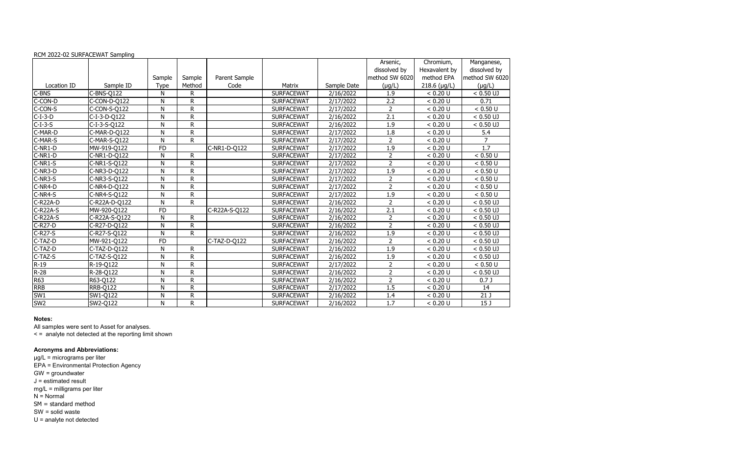RCM 2022-02 SURFACEWAT Sampling

| Location ID | Sample ID | Sample Type | Sample Method | Parent Sample Code | Matrix | Sample Date | Arsenic, dissolved by method SW 6020 (µg/L) | Chromium, Hexavalent by method EPA 218.6 (µg/L) | Manganese, dissolved by method SW 6020 (µg/L) |
|---|---|---|---|---|---|---|---|---|---|
| C-BNS | C-BNS-Q122 | N | R | | SURFACEWAT | 2/16/2022 | 1.9 | < 0.20 U | < 0.50 UJ |
| C-CON-D | C-CON-D-Q122 | N | R | | SURFACEWAT | 2/17/2022 | 2.2 | < 0.20 U | 0.71 |
| C-CON-S | C-CON-S-Q122 | N | R | | SURFACEWAT | 2/17/2022 | 2 | < 0.20 U | < 0.50 U |
| C-I-3-D | C-I-3-D-Q122 | N | R | | SURFACEWAT | 2/16/2022 | 2.1 | < 0.20 U | < 0.50 UJ |
| C-I-3-S | C-I-3-S-Q122 | N | R | | SURFACEWAT | 2/16/2022 | 1.9 | < 0.20 U | < 0.50 UJ |
| C-MAR-D | C-MAR-D-Q122 | N | R | | SURFACEWAT | 2/17/2022 | 1.8 | < 0.20 U | 5.4 |
| C-MAR-S | C-MAR-S-Q122 | N | R | | SURFACEWAT | 2/17/2022 | 2 | < 0.20 U | 7 |
| C-NR1-D | MW-919-Q122 | FD | | C-NR1-D-Q122 | SURFACEWAT | 2/17/2022 | 1.9 | < 0.20 U | 1.7 |
| C-NR1-D | C-NR1-D-Q122 | N | R | | SURFACEWAT | 2/17/2022 | 2 | < 0.20 U | < 0.50 U |
| C-NR1-S | C-NR1-S-Q122 | N | R | | SURFACEWAT | 2/17/2022 | 2 | < 0.20 U | < 0.50 U |
| C-NR3-D | C-NR3-D-Q122 | N | R | | SURFACEWAT | 2/17/2022 | 1.9 | < 0.20 U | < 0.50 U |
| C-NR3-S | C-NR3-S-Q122 | N | R | | SURFACEWAT | 2/17/2022 | 2 | < 0.20 U | < 0.50 U |
| C-NR4-D | C-NR4-D-Q122 | N | R | | SURFACEWAT | 2/17/2022 | 2 | < 0.20 U | < 0.50 U |
| C-NR4-S | C-NR4-S-Q122 | N | R | | SURFACEWAT | 2/17/2022 | 1.9 | < 0.20 U | < 0.50 U |
| C-R22A-D | C-R22A-D-Q122 | N | R | | SURFACEWAT | 2/16/2022 | 2 | < 0.20 U | < 0.50 UJ |
| C-R22A-S | MW-920-Q122 | FD | | C-R22A-S-Q122 | SURFACEWAT | 2/16/2022 | 2.1 | < 0.20 U | < 0.50 UJ |
| C-R22A-S | C-R22A-S-Q122 | N | R | | SURFACEWAT | 2/16/2022 | 2 | < 0.20 U | < 0.50 UJ |
| C-R27-D | C-R27-D-Q122 | N | R | | SURFACEWAT | 2/16/2022 | 2 | < 0.20 U | < 0.50 UJ |
| C-R27-S | C-R27-S-Q122 | N | R | | SURFACEWAT | 2/16/2022 | 1.9 | < 0.20 U | < 0.50 UJ |
| C-TAZ-D | MW-921-Q122 | FD | | C-TAZ-D-Q122 | SURFACEWAT | 2/16/2022 | 2 | < 0.20 U | < 0.50 UJ |
| C-TAZ-D | C-TAZ-D-Q122 | N | R | | SURFACEWAT | 2/16/2022 | 1.9 | < 0.20 U | < 0.50 UJ |
| C-TAZ-S | C-TAZ-S-Q122 | N | R | | SURFACEWAT | 2/16/2022 | 1.9 | < 0.20 U | < 0.50 UJ |
| R-19 | R-19-Q122 | N | R | | SURFACEWAT | 2/17/2022 | 2 | < 0.20 U | < 0.50 U |
| R-28 | R-28-Q122 | N | R | | SURFACEWAT | 2/16/2022 | 2 | < 0.20 U | < 0.50 UJ |
| R63 | R63-Q122 | N | R | | SURFACEWAT | 2/16/2022 | 2 | < 0.20 U | 0.7 J |
| RRB | RRB-Q122 | N | R | | SURFACEWAT | 2/17/2022 | 1.5 | < 0.20 U | 14 |
| SW1 | SW1-Q122 | N | R | | SURFACEWAT | 2/16/2022 | 1.4 | < 0.20 U | 21 J |
| SW2 | SW2-Q122 | N | R | | SURFACEWAT | 2/16/2022 | 1.7 | < 0.20 U | 15 J |

**Notes:**

All samples were sent to Asset for analyses.

< = analyte not detected at the reporting limit shown

**Acronyms and Abbreviations:**

µg/L = micrograms per liter
EPA = Environmental Protection Agency
GW = groundwater
J = estimated result
mg/L = milligrams per liter
N = Normal
SM = standard method
SW = solid waste
U = analyte not detected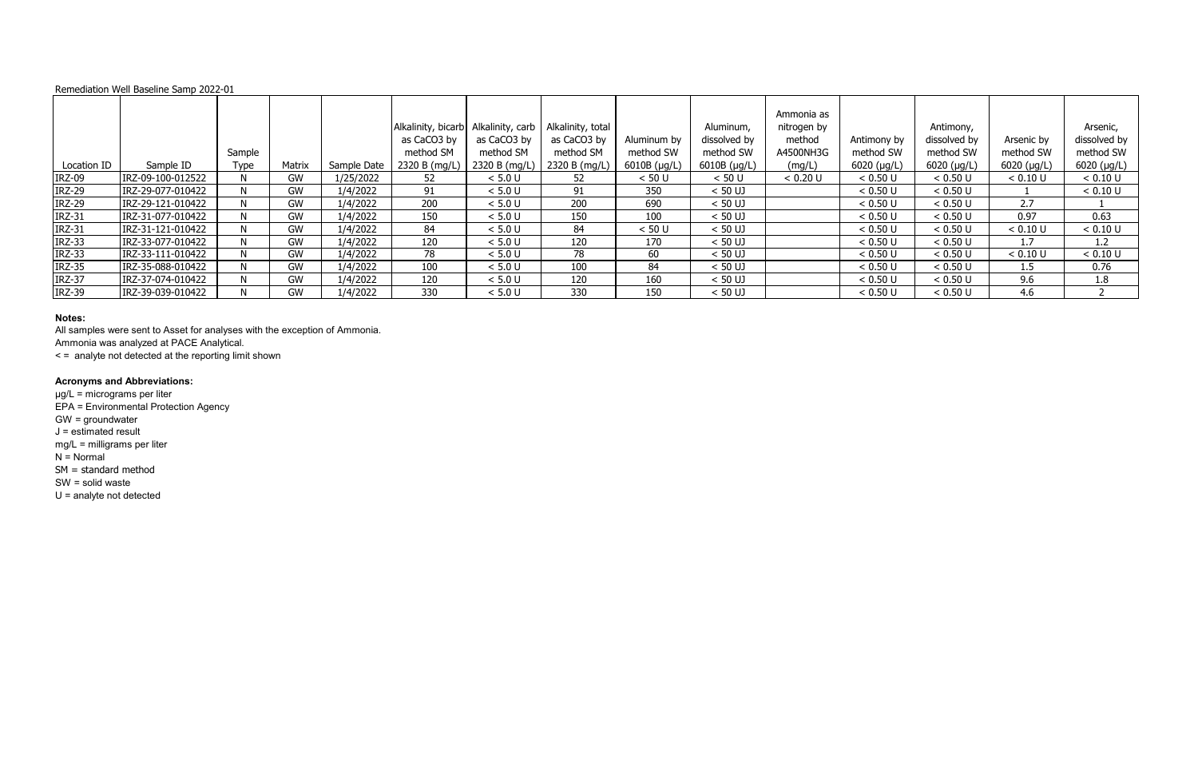Remediation Well Baseline Samp 2022-01

| Location ID | Sample ID | Sample Type | Matrix | Sample Date | Alkalinity, bicarb as CaCO3 by method SM 2320 B (mg/L) | Alkalinity, carb as CaCO3 by method SM 2320 B (mg/L) | Alkalinity, total as CaCO3 by method SM 2320 B (mg/L) | Aluminum by method SW 6010B (µg/L) | Aluminum, dissolved by method SW 6010B (µg/L) | Ammonia as nitrogen by method A4500NH3G (mg/L) | Antimony by method SW 6020 (µg/L) | Antimony, dissolved by method SW 6020 (µg/L) | Arsenic by method SW 6020 (µg/L) | Arsenic, dissolved by method SW 6020 (µg/L) |
|---|---|---|---|---|---|---|---|---|---|---|---|---|---|---|
| IRZ-09 | IRZ-09-100-012522 | N | GW | 1/25/2022 | 52 | < 5.0 U | 52 | < 50 U | < 50 U | < 0.20 U | < 0.50 U | < 0.50 U | < 0.10 U | < 0.10 U |
| IRZ-29 | IRZ-29-077-010422 | N | GW | 1/4/2022 | 91 | < 5.0 U | 91 | 350 | < 50 UJ | | < 0.50 U | < 0.50 U | 1 | < 0.10 U |
| IRZ-29 | IRZ-29-121-010422 | N | GW | 1/4/2022 | 200 | < 5.0 U | 200 | 690 | < 50 UJ | | < 0.50 U | < 0.50 U | 2.7 | 1 |
| IRZ-31 | IRZ-31-077-010422 | N | GW | 1/4/2022 | 150 | < 5.0 U | 150 | 100 | < 50 UJ | | < 0.50 U | < 0.50 U | 0.97 | 0.63 |
| IRZ-31 | IRZ-31-121-010422 | N | GW | 1/4/2022 | 84 | < 5.0 U | 84 | < 50 U | < 50 UJ | | < 0.50 U | < 0.50 U | < 0.10 U | < 0.10 U |
| IRZ-33 | IRZ-33-077-010422 | N | GW | 1/4/2022 | 120 | < 5.0 U | 120 | 170 | < 50 UJ | | < 0.50 U | < 0.50 U | 1.7 | 1.2 |
| IRZ-33 | IRZ-33-111-010422 | N | GW | 1/4/2022 | 78 | < 5.0 U | 78 | 60 | < 50 UJ | | < 0.50 U | < 0.50 U | < 0.10 U | < 0.10 U |
| IRZ-35 | IRZ-35-088-010422 | N | GW | 1/4/2022 | 100 | < 5.0 U | 100 | 84 | < 50 UJ | | < 0.50 U | < 0.50 U | 1.5 | 0.76 |
| IRZ-37 | IRZ-37-074-010422 | N | GW | 1/4/2022 | 120 | < 5.0 U | 120 | 160 | < 50 UJ | | < 0.50 U | < 0.50 U | 9.6 | 1.8 |
| IRZ-39 | IRZ-39-039-010422 | N | GW | 1/4/2022 | 330 | < 5.0 U | 330 | 150 | < 50 UJ | | < 0.50 U | < 0.50 U | 4.6 | 2 |

**Notes:**

All samples were sent to Asset for analyses with the exception of Ammonia.
Ammonia was analyzed at PACE Analytical.
< = analyte not detected at the reporting limit shown

**Acronyms and Abbreviations:**

µg/L = micrograms per liter
EPA = Environmental Protection Agency
GW = groundwater
J = estimated result
mg/L = milligrams per liter
N = Normal
SM = standard method
SW = solid waste
U = analyte not detected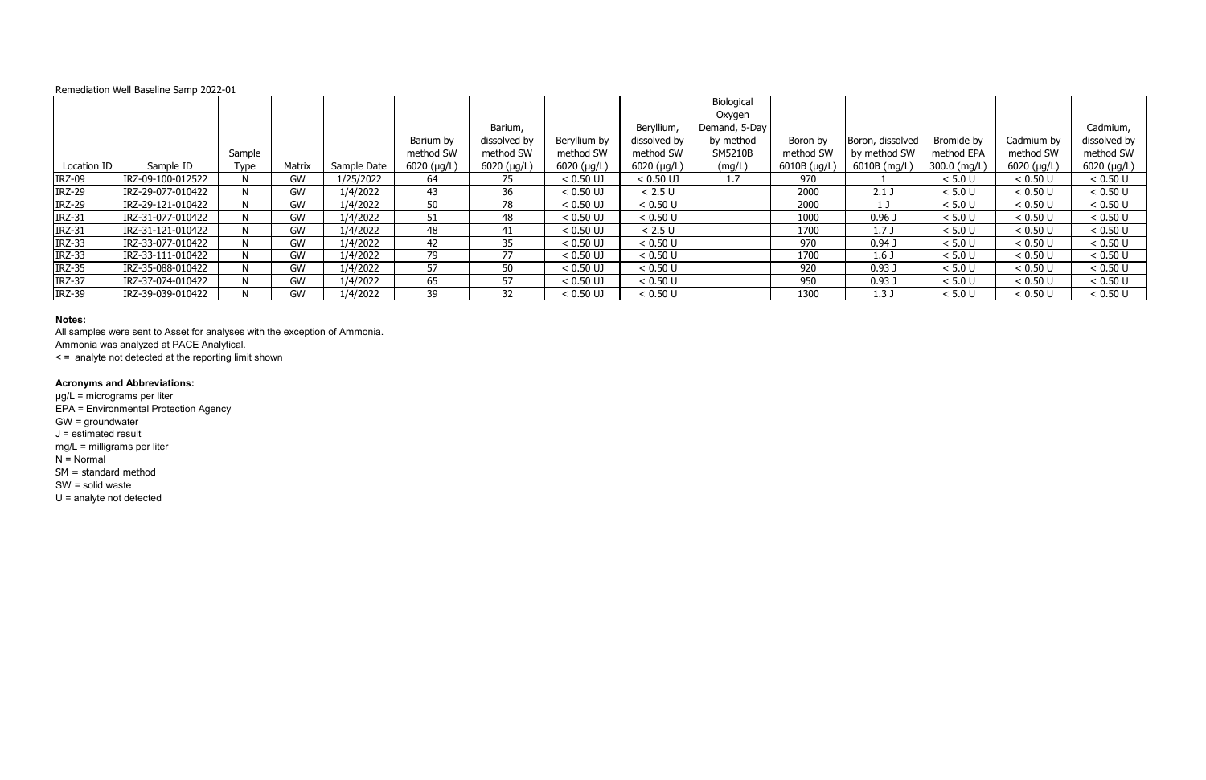Remediation Well Baseline Samp 2022-01

| Location ID | Sample ID | Sample Type | Matrix | Sample Date | Barium by method SW 6020 (µg/L) | Barium, dissolved by method SW 6020 (µg/L) | Beryllium by method SW 6020 (µg/L) | Beryllium, dissolved by method SW 6020 (µg/L) | Biological Oxygen Demand, 5-Day by method SM5210B (mg/L) | Boron by method SW 6010B (µg/L) | Boron, dissolved by method SW 6010B (mg/L) | Bromide by method EPA 300.0 (mg/L) | Cadmium by method SW 6020 (µg/L) | Cadmium, dissolved by method SW 6020 (µg/L) |
|---|---|---|---|---|---|---|---|---|---|---|---|---|---|---|
| IRZ-09 | IRZ-09-100-012522 | N | GW | 1/25/2022 | 64 | 75 | < 0.50 UJ | < 0.50 UJ | 1.7 | 970 | 1 | < 5.0 U | < 0.50 U | < 0.50 U |
| IRZ-29 | IRZ-29-077-010422 | N | GW | 1/4/2022 | 43 | 36 | < 0.50 UJ | < 2.5 U | | 2000 | 2.1 J | < 5.0 U | < 0.50 U | < 0.50 U |
| IRZ-29 | IRZ-29-121-010422 | N | GW | 1/4/2022 | 50 | 78 | < 0.50 UJ | < 0.50 U | | 2000 | 1 J | < 5.0 U | < 0.50 U | < 0.50 U |
| IRZ-31 | IRZ-31-077-010422 | N | GW | 1/4/2022 | 51 | 48 | < 0.50 UJ | < 0.50 U | | 1000 | 0.96 J | < 5.0 U | < 0.50 U | < 0.50 U |
| IRZ-31 | IRZ-31-121-010422 | N | GW | 1/4/2022 | 48 | 41 | < 0.50 UJ | < 2.5 U | | 1700 | 1.7 J | < 5.0 U | < 0.50 U | < 0.50 U |
| IRZ-33 | IRZ-33-077-010422 | N | GW | 1/4/2022 | 42 | 35 | < 0.50 UJ | < 0.50 U | | 970 | 0.94 J | < 5.0 U | < 0.50 U | < 0.50 U |
| IRZ-33 | IRZ-33-111-010422 | N | GW | 1/4/2022 | 79 | 77 | < 0.50 UJ | < 0.50 U | | 1700 | 1.6 J | < 5.0 U | < 0.50 U | < 0.50 U |
| IRZ-35 | IRZ-35-088-010422 | N | GW | 1/4/2022 | 57 | 50 | < 0.50 UJ | < 0.50 U | | 920 | 0.93 J | < 5.0 U | < 0.50 U | < 0.50 U |
| IRZ-37 | IRZ-37-074-010422 | N | GW | 1/4/2022 | 65 | 57 | < 0.50 UJ | < 0.50 U | | 950 | 0.93 J | < 5.0 U | < 0.50 U | < 0.50 U |
| IRZ-39 | IRZ-39-039-010422 | N | GW | 1/4/2022 | 39 | 32 | < 0.50 UJ | < 0.50 U | | 1300 | 1.3 J | < 5.0 U | < 0.50 U | < 0.50 U |

**Notes:**

All samples were sent to Asset for analyses with the exception of Ammonia.
Ammonia was analyzed at PACE Analytical.
< = analyte not detected at the reporting limit shown

**Acronyms and Abbreviations:**

µg/L = micrograms per liter
EPA = Environmental Protection Agency
GW = groundwater
J = estimated result
mg/L = milligrams per liter
N = Normal
SM = standard method
SW = solid waste
U = analyte not detected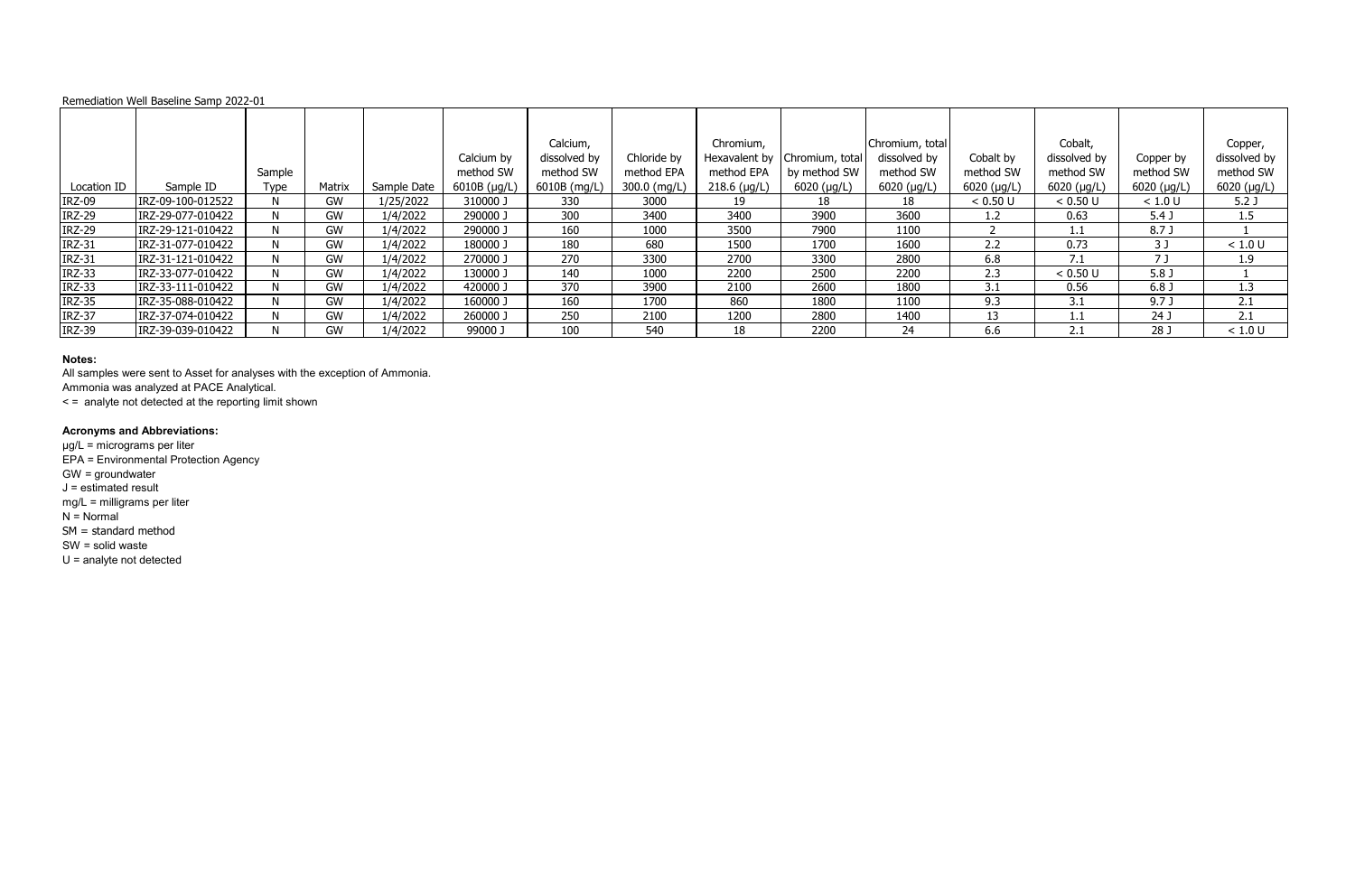Remediation Well Baseline Samp 2022-01

| Location ID | Sample ID | Sample Type | Matrix | Sample Date | Calcium by method SW 6010B (µg/L) | Calcium, dissolved by method SW 6010B (mg/L) | Chloride by method EPA 300.0 (mg/L) | Chromium, Hexavalent by method EPA 218.6 (µg/L) | Chromium, total by method SW 6020 (µg/L) | Chromium, total dissolved by method SW 6020 (µg/L) | Cobalt by method SW 6020 (µg/L) | Cobalt, dissolved by method SW 6020 (µg/L) | Copper by method SW 6020 (µg/L) | Copper, dissolved by method SW 6020 (µg/L) |
|---|---|---|---|---|---|---|---|---|---|---|---|---|---|---|
| IRZ-09 | IRZ-09-100-012522 | N | GW | 1/25/2022 | 310000 J | 330 | 3000 | 19 | 18 | 18 | < 0.50 U | < 0.50 U | < 1.0 U | 5.2 J |
| IRZ-29 | IRZ-29-077-010422 | N | GW | 1/4/2022 | 290000 J | 300 | 3400 | 3400 | 3900 | 3600 | 1.2 | 0.63 | 5.4 J | 1.5 |
| IRZ-29 | IRZ-29-121-010422 | N | GW | 1/4/2022 | 290000 J | 160 | 1000 | 3500 | 7900 | 1100 | 2 | 1.1 | 8.7 J | 1 |
| IRZ-31 | IRZ-31-077-010422 | N | GW | 1/4/2022 | 180000 J | 180 | 680 | 1500 | 1700 | 1600 | 2.2 | 0.73 | 3 J | < 1.0 U |
| IRZ-31 | IRZ-31-121-010422 | N | GW | 1/4/2022 | 270000 J | 270 | 3300 | 2700 | 3300 | 2800 | 6.8 | 7.1 | 7 J | 1.9 |
| IRZ-33 | IRZ-33-077-010422 | N | GW | 1/4/2022 | 130000 J | 140 | 1000 | 2200 | 2500 | 2200 | 2.3 | < 0.50 U | 5.8 J | 1 |
| IRZ-33 | IRZ-33-111-010422 | N | GW | 1/4/2022 | 420000 J | 370 | 3900 | 2100 | 2600 | 1800 | 3.1 | 0.56 | 6.8 J | 1.3 |
| IRZ-35 | IRZ-35-088-010422 | N | GW | 1/4/2022 | 160000 J | 160 | 1700 | 860 | 1800 | 1100 | 9.3 | 3.1 | 9.7 J | 2.1 |
| IRZ-37 | IRZ-37-074-010422 | N | GW | 1/4/2022 | 260000 J | 250 | 2100 | 1200 | 2800 | 1400 | 13 | 1.1 | 24 J | 2.1 |
| IRZ-39 | IRZ-39-039-010422 | N | GW | 1/4/2022 | 99000 J | 100 | 540 | 18 | 2200 | 24 | 6.6 | 2.1 | 28 J | < 1.0 U |

**Notes:**

All samples were sent to Asset for analyses with the exception of Ammonia.
Ammonia was analyzed at PACE Analytical.
< = analyte not detected at the reporting limit shown

**Acronyms and Abbreviations:**

µg/L = micrograms per liter
EPA = Environmental Protection Agency
GW = groundwater
J = estimated result
mg/L = milligrams per liter
N = Normal
SM = standard method
SW = solid waste
U = analyte not detected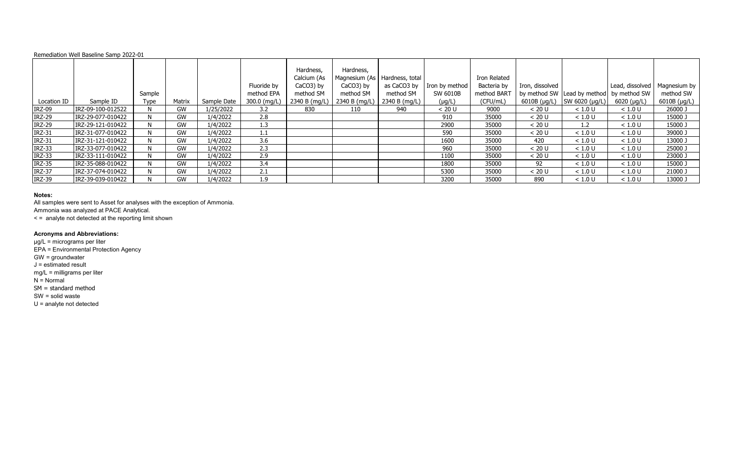Remediation Well Baseline Samp 2022-01

| Location ID | Sample ID | Sample Type | Matrix | Sample Date | Fluoride by method EPA 300.0 (mg/L) | Hardness, Calcium (As CaCO3) by method SM 2340 B (mg/L) | Hardness, Magnesium (As CaCO3) by method SM 2340 B (mg/L) | Hardness, total as CaCO3 by method SM 2340 B (mg/L) | Iron by method SW 6010B (µg/L) | Iron Related Bacteria by method BART (CFU/mL) | Iron, dissolved by method SW 6010B (µg/L) | Lead by method SW 6020 (µg/L) | Lead, dissolved by method SW 6020 (µg/L) | Magnesium by method SW 6010B (µg/L) |
|---|---|---|---|---|---|---|---|---|---|---|---|---|---|---|
| IRZ-09 | IRZ-09-100-012522 | N | GW | 1/25/2022 | 3.2 | 830 | 110 | 940 | < 20 U | 9000 | < 20 U | < 1.0 U | < 1.0 U | 26000 J |
| IRZ-29 | IRZ-29-077-010422 | N | GW | 1/4/2022 | 2.8 | | | | 910 | 35000 | < 20 U | < 1.0 U | < 1.0 U | 15000 J |
| IRZ-29 | IRZ-29-121-010422 | N | GW | 1/4/2022 | 1.3 | | | | 2900 | 35000 | < 20 U | 1.2 | < 1.0 U | 15000 J |
| IRZ-31 | IRZ-31-077-010422 | N | GW | 1/4/2022 | 1.1 | | | | 590 | 35000 | < 20 U | < 1.0 U | < 1.0 U | 39000 J |
| IRZ-31 | IRZ-31-121-010422 | N | GW | 1/4/2022 | 3.6 | | | | 1600 | 35000 | 420 | < 1.0 U | < 1.0 U | 13000 J |
| IRZ-33 | IRZ-33-077-010422 | N | GW | 1/4/2022 | 2.3 | | | | 960 | 35000 | < 20 U | < 1.0 U | < 1.0 U | 25000 J |
| IRZ-33 | IRZ-33-111-010422 | N | GW | 1/4/2022 | 2.9 | | | | 1100 | 35000 | < 20 U | < 1.0 U | < 1.0 U | 23000 J |
| IRZ-35 | IRZ-35-088-010422 | N | GW | 1/4/2022 | 3.4 | | | | 1800 | 35000 | 92 | < 1.0 U | < 1.0 U | 15000 J |
| IRZ-37 | IRZ-37-074-010422 | N | GW | 1/4/2022 | 2.1 | | | | 5300 | 35000 | < 20 U | < 1.0 U | < 1.0 U | 21000 J |
| IRZ-39 | IRZ-39-039-010422 | N | GW | 1/4/2022 | 1.9 | | | | 3200 | 35000 | 890 | < 1.0 U | < 1.0 U | 13000 J |

**Notes:**

All samples were sent to Asset for analyses with the exception of Ammonia.
Ammonia was analyzed at PACE Analytical.
< = analyte not detected at the reporting limit shown

**Acronyms and Abbreviations:**

µg/L = micrograms per liter
EPA = Environmental Protection Agency
GW = groundwater
J = estimated result
mg/L = milligrams per liter
N = Normal
SM = standard method
SW = solid waste
U = analyte not detected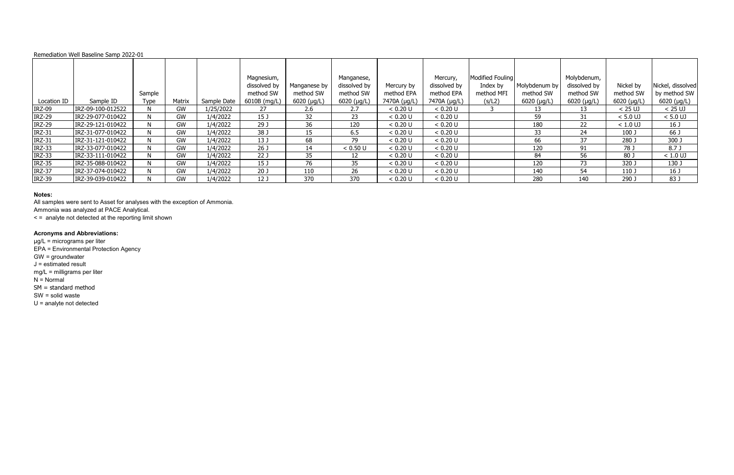Remediation Well Baseline Samp 2022-01

| Location ID | Sample ID | Sample Type | Matrix | Sample Date | Magnesium, dissolved by method SW 6010B (mg/L) | Manganese by method SW 6020 (µg/L) | Manganese, dissolved by method SW 6020 (µg/L) | Mercury by method EPA 7470A (µg/L) | Mercury, dissolved by method EPA 7470A (µg/L) | Modified Fouling Index by method MFI (s/L2) | Molybdenum by method SW 6020 (µg/L) | Molybdenum, dissolved by method SW 6020 (µg/L) | Nickel by method SW 6020 (µg/L) | Nickel, dissolved by method SW 6020 (µg/L) |
|---|---|---|---|---|---|---|---|---|---|---|---|---|---|---|
| IRZ-09 | IRZ-09-100-012522 | N | GW | 1/25/2022 | 27 | 2.6 | 2.7 | < 0.20 U | < 0.20 U | 3 | 13 | 13 | < 25 UJ | < 25 UJ |
| IRZ-29 | IRZ-29-077-010422 | N | GW | 1/4/2022 | 15 J | 32 | 23 | < 0.20 U | < 0.20 U | | 59 | 31 | < 5.0 UJ | < 5.0 UJ |
| IRZ-29 | IRZ-29-121-010422 | N | GW | 1/4/2022 | 29 J | 36 | 120 | < 0.20 U | < 0.20 U | | 180 | 22 | < 1.0 UJ | 16 J |
| IRZ-31 | IRZ-31-077-010422 | N | GW | 1/4/2022 | 38 J | 15 | 6.5 | < 0.20 U | < 0.20 U | | 33 | 24 | 100 J | 66 J |
| IRZ-31 | IRZ-31-121-010422 | N | GW | 1/4/2022 | 13 J | 68 | 79 | < 0.20 U | < 0.20 U | | 66 | 37 | 280 J | 300 J |
| IRZ-33 | IRZ-33-077-010422 | N | GW | 1/4/2022 | 26 J | 14 | < 0.50 U | < 0.20 U | < 0.20 U | | 120 | 91 | 78 J | 8.7 J |
| IRZ-33 | IRZ-33-111-010422 | N | GW | 1/4/2022 | 22 J | 35 | 12 | < 0.20 U | < 0.20 U | | 84 | 56 | 80 J | < 1.0 UJ |
| IRZ-35 | IRZ-35-088-010422 | N | GW | 1/4/2022 | 15 J | 76 | 35 | < 0.20 U | < 0.20 U | | 120 | 73 | 320 J | 130 J |
| IRZ-37 | IRZ-37-074-010422 | N | GW | 1/4/2022 | 20 J | 110 | 26 | < 0.20 U | < 0.20 U | | 140 | 54 | 110 J | 16 J |
| IRZ-39 | IRZ-39-039-010422 | N | GW | 1/4/2022 | 12 J | 370 | 370 | < 0.20 U | < 0.20 U | | 280 | 140 | 290 J | 83 J |

**Notes:**

All samples were sent to Asset for analyses with the exception of Ammonia.
Ammonia was analyzed at PACE Analytical.
< = analyte not detected at the reporting limit shown

**Acronyms and Abbreviations:**

µg/L = micrograms per liter
EPA = Environmental Protection Agency
GW = groundwater
J = estimated result
mg/L = milligrams per liter
N = Normal
SM = standard method
SW = solid waste
U = analyte not detected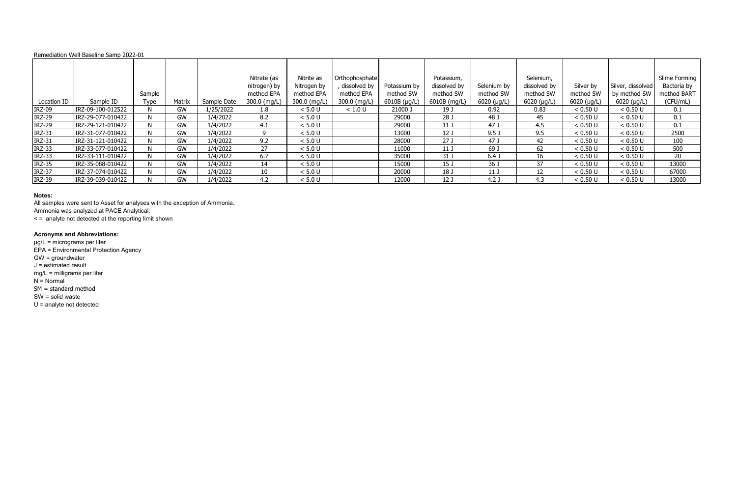Remediation Well Baseline Samp 2022-01

| Location ID | Sample ID | Sample Type | Matrix | Sample Date | Nitrate (as nitrogen) by method EPA 300.0 (mg/L) | Nitrite as Nitrogen by method EPA 300.0 (mg/L) | Orthophosphate, dissolved by method EPA 300.0 (mg/L) | Potassium by method SW 6010B (µg/L) | Potassium, dissolved by method SW 6010B (mg/L) | Selenium by method SW 6020 (µg/L) | Selenium, dissolved by method SW 6020 (µg/L) | Silver by method SW 6020 (µg/L) | Silver, dissolved by method SW 6020 (µg/L) | Slime Forming Bacteria by method BART (CFU/mL) |
|---|---|---|---|---|---|---|---|---|---|---|---|---|---|---|
| IRZ-09 | IRZ-09-100-012522 | N | GW | 1/25/2022 | 1.8 | < 5.0 U | < 1.0 U | 21000 J | 19 J | 0.92 | 0.83 | < 0.50 U | < 0.50 U | 0.1 |
| IRZ-29 | IRZ-29-077-010422 | N | GW | 1/4/2022 | 8.2 | < 5.0 U | | 29000 | 28 J | 48 J | 45 | < 0.50 U | < 0.50 U | 0.1 |
| IRZ-29 | IRZ-29-121-010422 | N | GW | 1/4/2022 | 4.1 | < 5.0 U | | 29000 | 11 J | 47 J | 4.5 | < 0.50 U | < 0.50 U | 0.1 |
| IRZ-31 | IRZ-31-077-010422 | N | GW | 1/4/2022 | 9 | < 5.0 U | | 13000 | 12 J | 9.5 J | 9.5 | < 0.50 U | < 0.50 U | 2500 |
| IRZ-31 | IRZ-31-121-010422 | N | GW | 1/4/2022 | 9.2 | < 5.0 U | | 28000 | 27 J | 47 J | 42 | < 0.50 U | < 0.50 U | 100 |
| IRZ-33 | IRZ-33-077-010422 | N | GW | 1/4/2022 | 27 | < 5.0 U | | 11000 | 11 J | 69 J | 62 | < 0.50 U | < 0.50 U | 500 |
| IRZ-33 | IRZ-33-111-010422 | N | GW | 1/4/2022 | 6.7 | < 5.0 U | | 35000 | 31 J | 6.4 J | 16 | < 0.50 U | < 0.50 U | 20 |
| IRZ-35 | IRZ-35-088-010422 | N | GW | 1/4/2022 | 14 | < 5.0 U | | 15000 | 15 J | 36 J | 37 | < 0.50 U | < 0.50 U | 13000 |
| IRZ-37 | IRZ-37-074-010422 | N | GW | 1/4/2022 | 10 | < 5.0 U | | 20000 | 18 J | 11 J | 12 | < 0.50 U | < 0.50 U | 67000 |
| IRZ-39 | IRZ-39-039-010422 | N | GW | 1/4/2022 | 4.2 | < 5.0 U | | 12000 | 12 J | 4.2 J | 4.3 | < 0.50 U | < 0.50 U | 13000 |

**Notes:**

All samples were sent to Asset for analyses with the exception of Ammonia.
Ammonia was analyzed at PACE Analytical.
< = analyte not detected at the reporting limit shown

**Acronyms and Abbreviations:**

µg/L = micrograms per liter
EPA = Environmental Protection Agency
GW = groundwater
J = estimated result
mg/L = milligrams per liter
N = Normal
SM = standard method
SW = solid waste
U = analyte not detected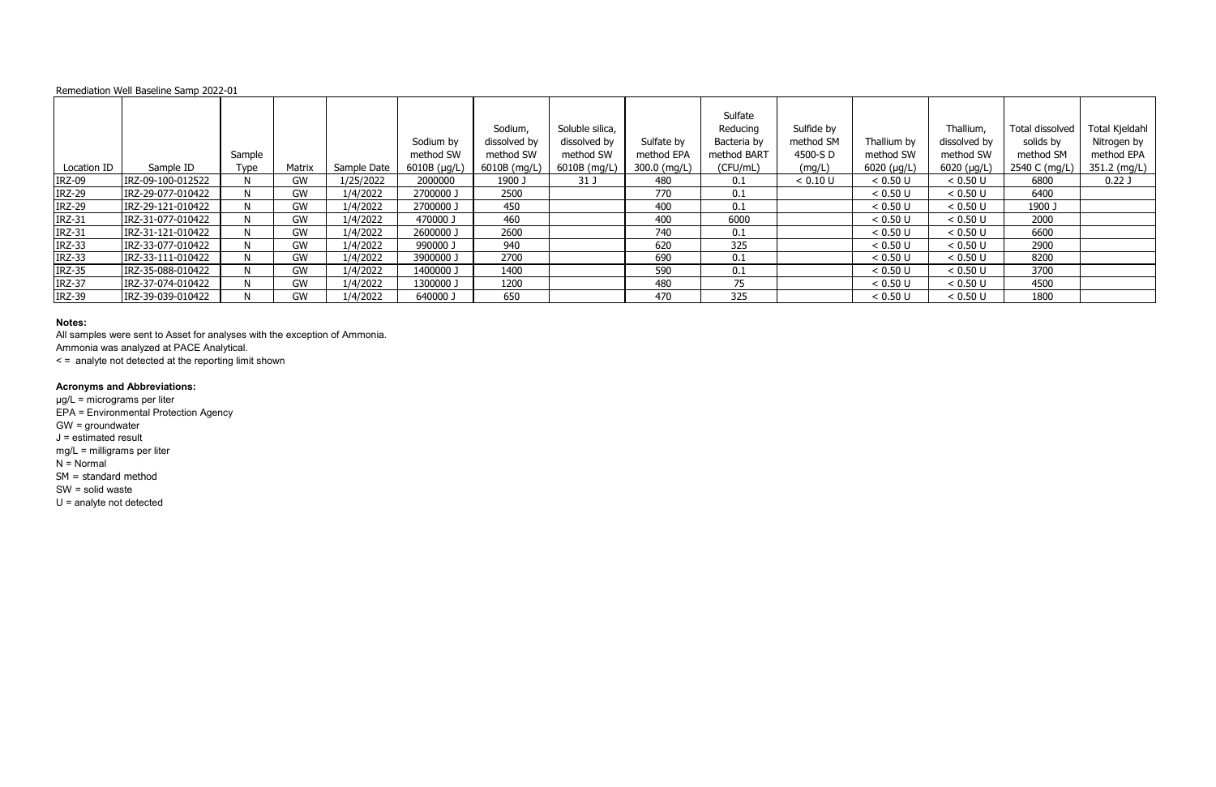Remediation Well Baseline Samp 2022-01

| Location ID | Sample ID | Sample Type | Matrix | Sample Date | Sodium by method SW 6010B (µg/L) | Sodium, dissolved by method SW 6010B (mg/L) | Soluble silica, dissolved by method SW 6010B (mg/L) | Sulfate by method EPA 300.0 (mg/L) | Sulfate Reducing Bacteria by method BART (CFU/mL) | Sulfide by method SM 4500-S D (mg/L) | Thallium by method SW 6020 (µg/L) | Thallium, dissolved by method SW 6020 (µg/L) | Total dissolved solids by method SM 2540 C (mg/L) | Total Kjeldahl Nitrogen by method EPA 351.2 (mg/L) |
|---|---|---|---|---|---|---|---|---|---|---|---|---|---|---|
| IRZ-09 | IRZ-09-100-012522 | N | GW | 1/25/2022 | 2000000 | 1900 J | 31 J | 480 | 0.1 | < 0.10 U | < 0.50 U | < 0.50 U | 6800 | 0.22 J |
| IRZ-29 | IRZ-29-077-010422 | N | GW | 1/4/2022 | 2700000 J | 2500 | | 770 | 0.1 | | < 0.50 U | < 0.50 U | 6400 | |
| IRZ-29 | IRZ-29-121-010422 | N | GW | 1/4/2022 | 2700000 J | 450 | | 400 | 0.1 | | < 0.50 U | < 0.50 U | 1900 J | |
| IRZ-31 | IRZ-31-077-010422 | N | GW | 1/4/2022 | 470000 J | 460 | | 400 | 6000 | | < 0.50 U | < 0.50 U | 2000 | |
| IRZ-31 | IRZ-31-121-010422 | N | GW | 1/4/2022 | 2600000 J | 2600 | | 740 | 0.1 | | < 0.50 U | < 0.50 U | 6600 | |
| IRZ-33 | IRZ-33-077-010422 | N | GW | 1/4/2022 | 990000 J | 940 | | 620 | 325 | | < 0.50 U | < 0.50 U | 2900 | |
| IRZ-33 | IRZ-33-111-010422 | N | GW | 1/4/2022 | 3900000 J | 2700 | | 690 | 0.1 | | < 0.50 U | < 0.50 U | 8200 | |
| IRZ-35 | IRZ-35-088-010422 | N | GW | 1/4/2022 | 1400000 J | 1400 | | 590 | 0.1 | | < 0.50 U | < 0.50 U | 3700 | |
| IRZ-37 | IRZ-37-074-010422 | N | GW | 1/4/2022 | 1300000 J | 1200 | | 480 | 75 | | < 0.50 U | < 0.50 U | 4500 | |
| IRZ-39 | IRZ-39-039-010422 | N | GW | 1/4/2022 | 640000 J | 650 | | 470 | 325 | | < 0.50 U | < 0.50 U | 1800 | |

**Notes:**

All samples were sent to Asset for analyses with the exception of Ammonia.
Ammonia was analyzed at PACE Analytical.
< = analyte not detected at the reporting limit shown

**Acronyms and Abbreviations:**

µg/L = micrograms per liter
EPA = Environmental Protection Agency
GW = groundwater
J = estimated result
mg/L = milligrams per liter
N = Normal
SM = standard method
SW = solid waste
U = analyte not detected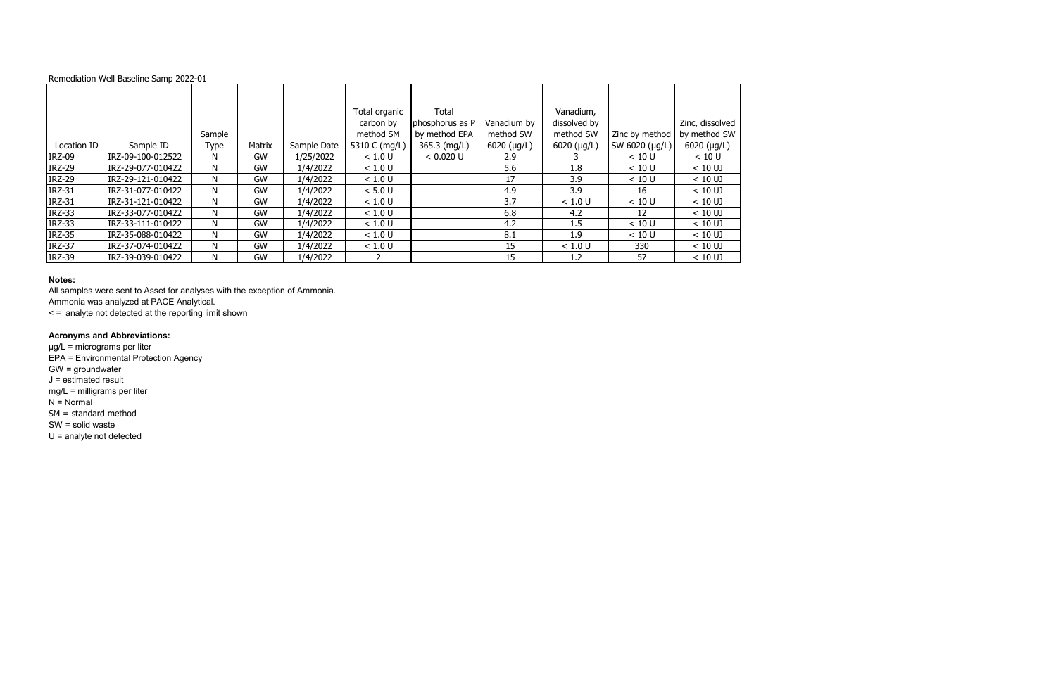Remediation Well Baseline Samp 2022-01

| Location ID | Sample ID | Sample Type | Matrix | Sample Date | Total organic carbon by method SM 5310 C (mg/L) | Total phosphorus as P by method EPA 365.3 (mg/L) | Vanadium by method SW 6020 (µg/L) | Vanadium, dissolved by method SW 6020 (µg/L) | Zinc by method SW 6020 (µg/L) | Zinc, dissolved by method SW 6020 (µg/L) |
|---|---|---|---|---|---|---|---|---|---|---|
| IRZ-09 | IRZ-09-100-012522 | N | GW | 1/25/2022 | < 1.0 U | < 0.020 U | 2.9 | 3 | < 10 U | < 10 U |
| IRZ-29 | IRZ-29-077-010422 | N | GW | 1/4/2022 | < 1.0 U | | 5.6 | 1.8 | < 10 U | < 10 UJ |
| IRZ-29 | IRZ-29-121-010422 | N | GW | 1/4/2022 | < 1.0 U | | 17 | 3.9 | < 10 U | < 10 UJ |
| IRZ-31 | IRZ-31-077-010422 | N | GW | 1/4/2022 | < 5.0 U | | 4.9 | 3.9 | 16 | < 10 UJ |
| IRZ-31 | IRZ-31-121-010422 | N | GW | 1/4/2022 | < 1.0 U | | 3.7 | < 1.0 U | < 10 U | < 10 UJ |
| IRZ-33 | IRZ-33-077-010422 | N | GW | 1/4/2022 | < 1.0 U | | 6.8 | 4.2 | 12 | < 10 UJ |
| IRZ-33 | IRZ-33-111-010422 | N | GW | 1/4/2022 | < 1.0 U | | 4.2 | 1.5 | < 10 U | < 10 UJ |
| IRZ-35 | IRZ-35-088-010422 | N | GW | 1/4/2022 | < 1.0 U | | 8.1 | 1.9 | < 10 U | < 10 UJ |
| IRZ-37 | IRZ-37-074-010422 | N | GW | 1/4/2022 | < 1.0 U | | 15 | < 1.0 U | 330 | < 10 UJ |
| IRZ-39 | IRZ-39-039-010422 | N | GW | 1/4/2022 | 2 | | 15 | 1.2 | 57 | < 10 UJ |

**Notes:**

All samples were sent to Asset for analyses with the exception of Ammonia.
Ammonia was analyzed at PACE Analytical.
< = analyte not detected at the reporting limit shown

**Acronyms and Abbreviations:**

µg/L = micrograms per liter
EPA = Environmental Protection Agency
GW = groundwater
J = estimated result
mg/L = milligrams per liter
N = Normal
SM = standard method
SW = solid waste
U = analyte not detected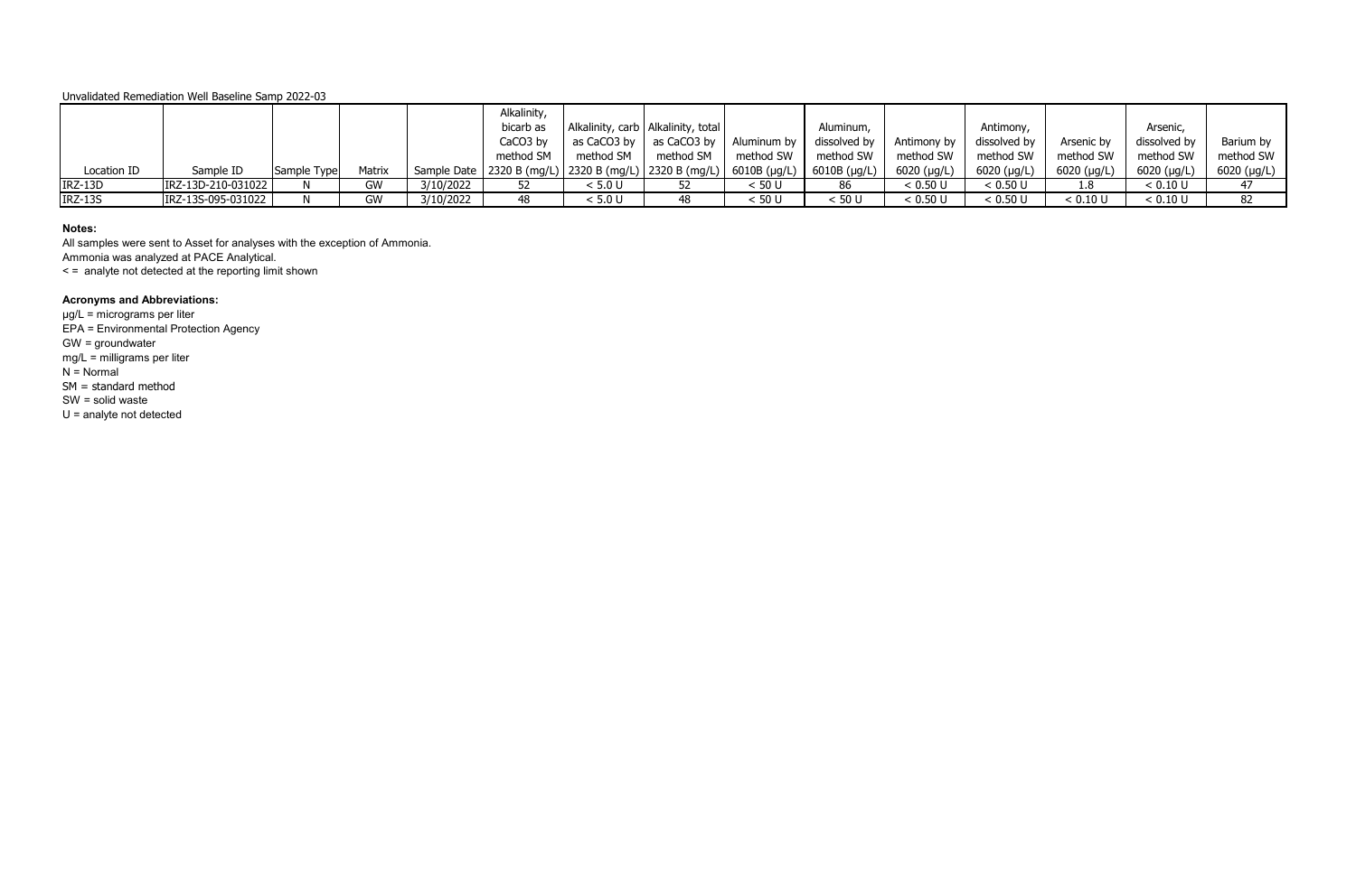Unvalidated Remediation Well Baseline Samp 2022-03

| Location ID | Sample ID | Sample Type | Matrix | Sample Date | Alkalinity, bicarb as $CaCO_3$ by method SM 2320 B (mg/L) | Alkalinity, carb as $CaCO_3$ by method SM 2320 B (mg/L) | Alkalinity, total as $CaCO_3$ by method SM 2320 B (mg/L) | Aluminum by method SW 6010B (µg/L) | Aluminum, dissolved by method SW 6010B (µg/L) | Antimony by method SW 6020 (µg/L) | Antimony, dissolved by method SW 6020 (µg/L) | Arsenic by method SW 6020 (µg/L) | Arsenic, dissolved by method SW 6020 (µg/L) | Barium by method SW 6020 (µg/L) |
|---|---|---|---|---|---|---|---|---|---|---|---|---|---|---|
| IRZ-13D | IRZ-13D-210-031022 | N | GW | 3/10/2022 | 52 | < 5.0 U | 52 | < 50 U | 86 | < 0.50 U | < 0.50 U | 1.8 | < 0.10 U | 47 |
| IRZ-13S | IRZ-13S-095-031022 | N | GW | 3/10/2022 | 48 | < 5.0 U | 48 | < 50 U | < 50 U | < 0.50 U | < 0.50 U | < 0.10 U | < 0.10 U | 82 |

**Notes:**

All samples were sent to Asset for analyses with the exception of Ammonia.
Ammonia was analyzed at PACE Analytical.
< = analyte not detected at the reporting limit shown

**Acronyms and Abbreviations:**

µg/L = micrograms per liter
EPA = Environmental Protection Agency
GW = groundwater
mg/L = milligrams per liter
N = Normal
SM = standard method
SW = solid waste
U = analyte not detected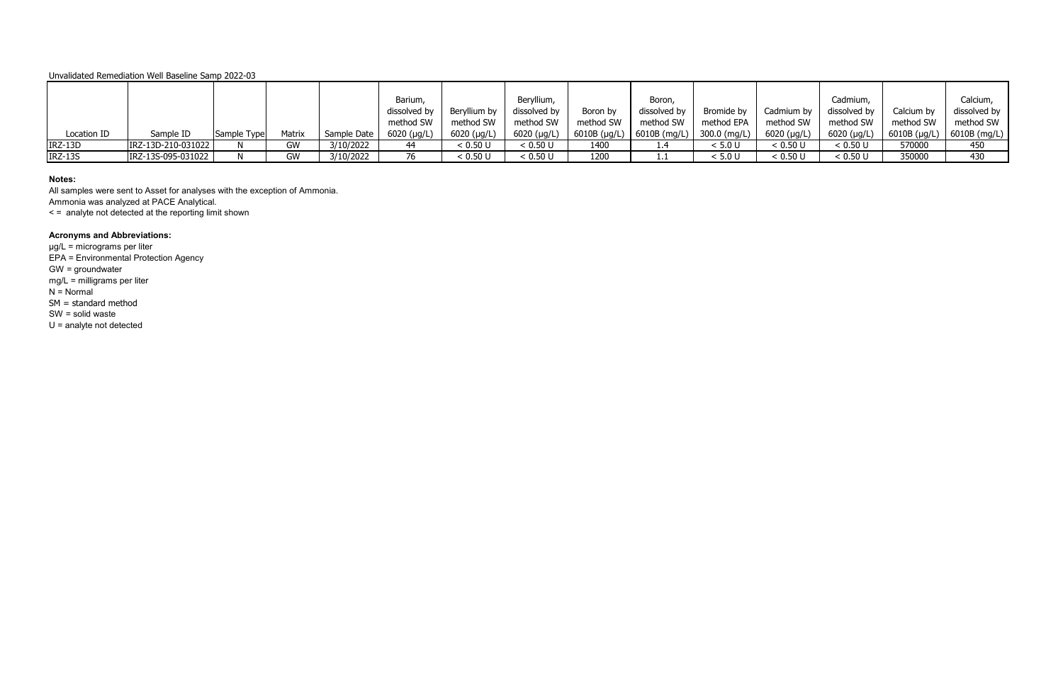Unvalidated Remediation Well Baseline Samp 2022-03

| Location ID | Sample ID | Sample Type | Matrix | Sample Date | Barium, dissolved by method SW 6020 (µg/L) | Beryllium by method SW 6020 (µg/L) | Beryllium, dissolved by method SW 6020 (µg/L) | Boron by method SW 6010B (µg/L) | Boron, dissolved by method SW 6010B (mg/L) | Bromide by method EPA 300.0 (mg/L) | Cadmium by method SW 6020 (µg/L) | Cadmium, dissolved by method SW 6020 (µg/L) | Calcium by method SW 6010B (µg/L) | Calcium, dissolved by method SW 6010B (mg/L) |
|---|---|---|---|---|---|---|---|---|---|---|---|---|---|---|
| IRZ-13D | IRZ-13D-210-031022 | N | GW | 3/10/2022 | 44 | < 0.50 U | < 0.50 U | 1400 | 1.4 | < 5.0 U | < 0.50 U | < 0.50 U | 570000 | 450 |
| IRZ-13S | IRZ-13S-095-031022 | N | GW | 3/10/2022 | 76 | < 0.50 U | < 0.50 U | 1200 | 1.1 | < 5.0 U | < 0.50 U | < 0.50 U | 350000 | 430 |

**Notes:**

All samples were sent to Asset for analyses with the exception of Ammonia.
Ammonia was analyzed at PACE Analytical.
< = analyte not detected at the reporting limit shown

**Acronyms and Abbreviations:**

µg/L = micrograms per liter
EPA = Environmental Protection Agency
GW = groundwater
mg/L = milligrams per liter
N = Normal
SM = standard method
SW = solid waste
U = analyte not detected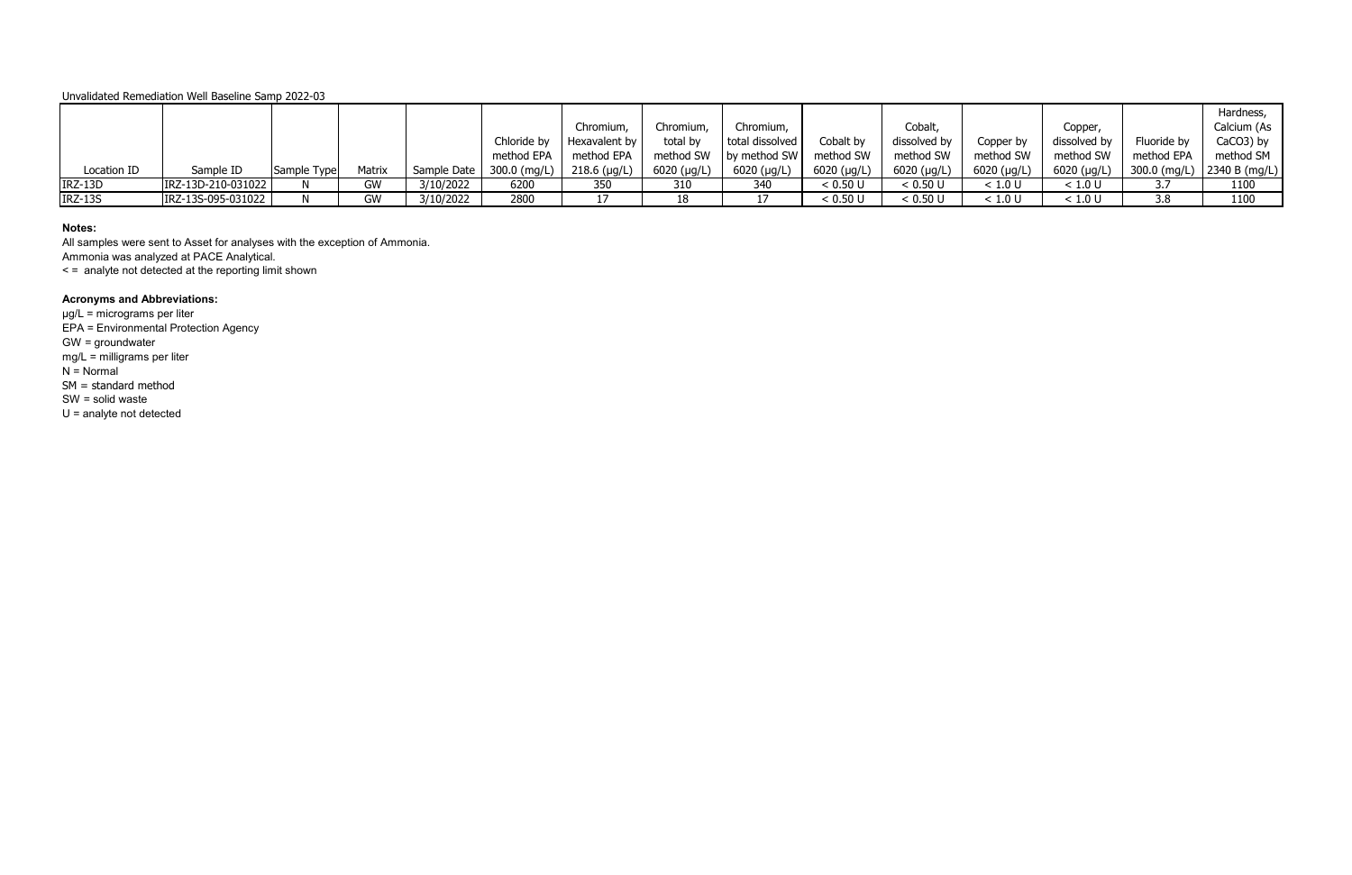Unvalidated Remediation Well Baseline Samp 2022-03

| Location ID | Sample ID | Sample Type | Matrix | Sample Date | Chloride by method EPA 300.0 (mg/L) | Chromium, Hexavalent by method EPA 218.6 (µg/L) | Chromium, total by method SW 6020 (µg/L) | Chromium, total dissolved by method SW 6020 (µg/L) | Cobalt by method SW 6020 (µg/L) | Cobalt, dissolved by method SW 6020 (µg/L) | Copper by method SW 6020 (µg/L) | Copper, dissolved by method SW 6020 (µg/L) | Fluoride by method EPA 300.0 (mg/L) | Hardness, Calcium (As CaCO3) by method SM 2340 B (mg/L) |
|---|---|---|---|---|---|---|---|---|---|---|---|---|---|---|
| IRZ-13D | IRZ-13D-210-031022 | N | GW | 3/10/2022 | 6200 | 350 | 310 | 340 | < 0.50 U | < 0.50 U | < 1.0 U | < 1.0 U | 3.7 | 1100 |
| IRZ-13S | IRZ-13S-095-031022 | N | GW | 3/10/2022 | 2800 | 17 | 18 | 17 | < 0.50 U | < 0.50 U | < 1.0 U | < 1.0 U | 3.8 | 1100 |

**Notes:**

All samples were sent to Asset for analyses with the exception of Ammonia.

Ammonia was analyzed at PACE Analytical.

< = analyte not detected at the reporting limit shown

**Acronyms and Abbreviations:**

µg/L = micrograms per liter

EPA = Environmental Protection Agency

GW = groundwater

mg/L = milligrams per liter

N = Normal

SM = standard method

SW = solid waste

U = analyte not detected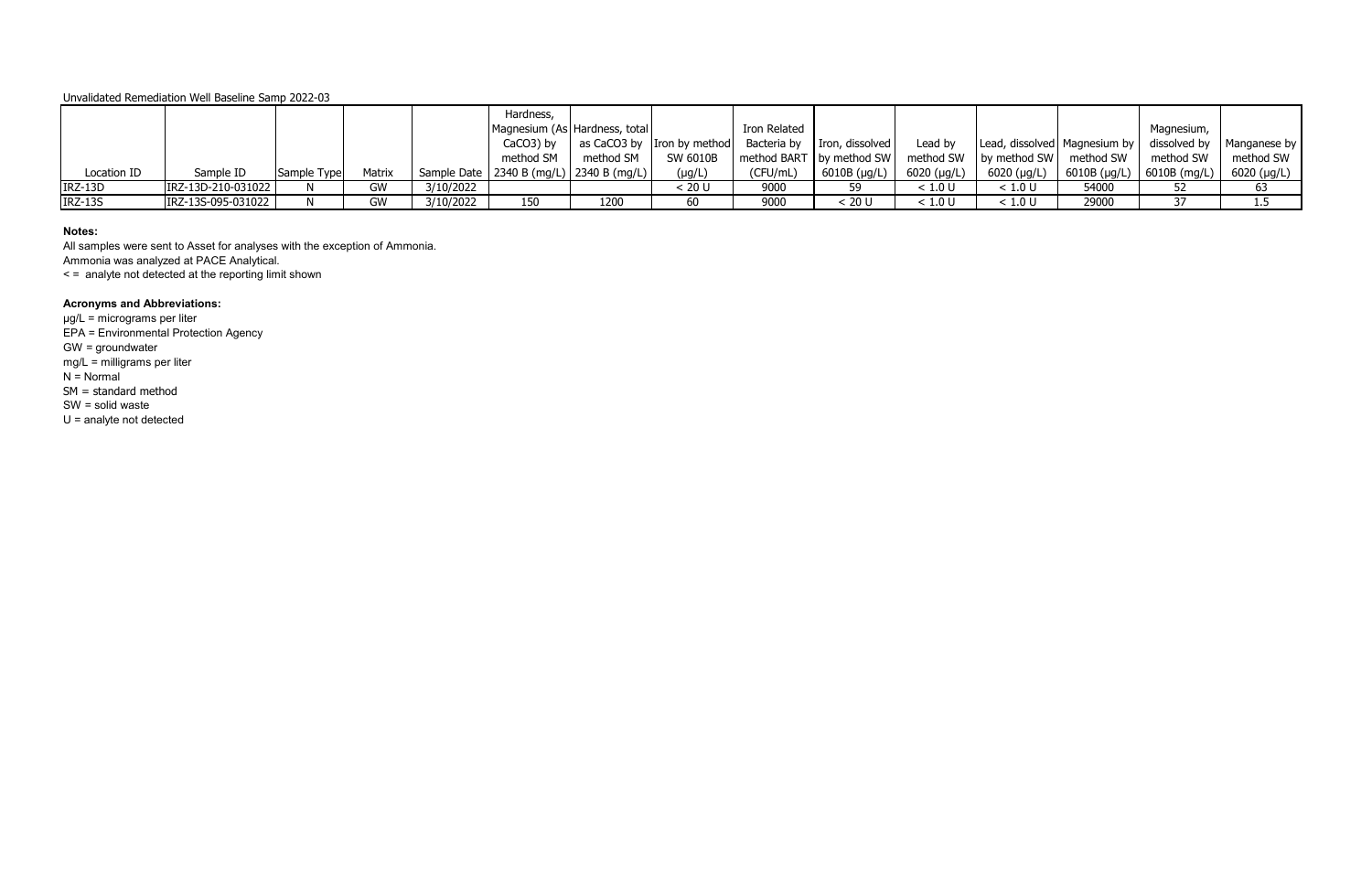Unvalidated Remediation Well Baseline Samp 2022-03

| Location ID | Sample ID | Sample Type | Matrix | Sample Date | Hardness, Magnesium (As CaCO3) by method SM 2340 B (mg/L) | Hardness, total as CaCO3 by method SM 2340 B (mg/L) | Iron by method SW 6010B (µg/L) | Iron Related Bacteria by method BART (CFU/mL) | Iron, dissolved by method SW 6010B (µg/L) | Lead by method SW 6020 (µg/L) | Lead, dissolved by method SW 6020 (µg/L) | Magnesium by method SW 6010B (µg/L) | Magnesium, dissolved by method SW 6010B (mg/L) | Manganese by method SW 6020 (µg/L) |
|---|---|---|---|---|---|---|---|---|---|---|---|---|---|---|
| IRZ-13D | IRZ-13D-210-031022 | N | GW | 3/10/2022 | | | < 20 U | 9000 | 59 | < 1.0 U | < 1.0 U | 54000 | 52 | 63 |
| IRZ-13S | IRZ-13S-095-031022 | N | GW | 3/10/2022 | 150 | 1200 | 60 | 9000 | < 20 U | < 1.0 U | < 1.0 U | 29000 | 37 | 1.5 |

**Notes:**

All samples were sent to Asset for analyses with the exception of Ammonia.

Ammonia was analyzed at PACE Analytical.

< = analyte not detected at the reporting limit shown

**Acronyms and Abbreviations:**

µg/L = micrograms per liter

EPA = Environmental Protection Agency

GW = groundwater

mg/L = milligrams per liter

N = Normal

SM = standard method

SW = solid waste

U = analyte not detected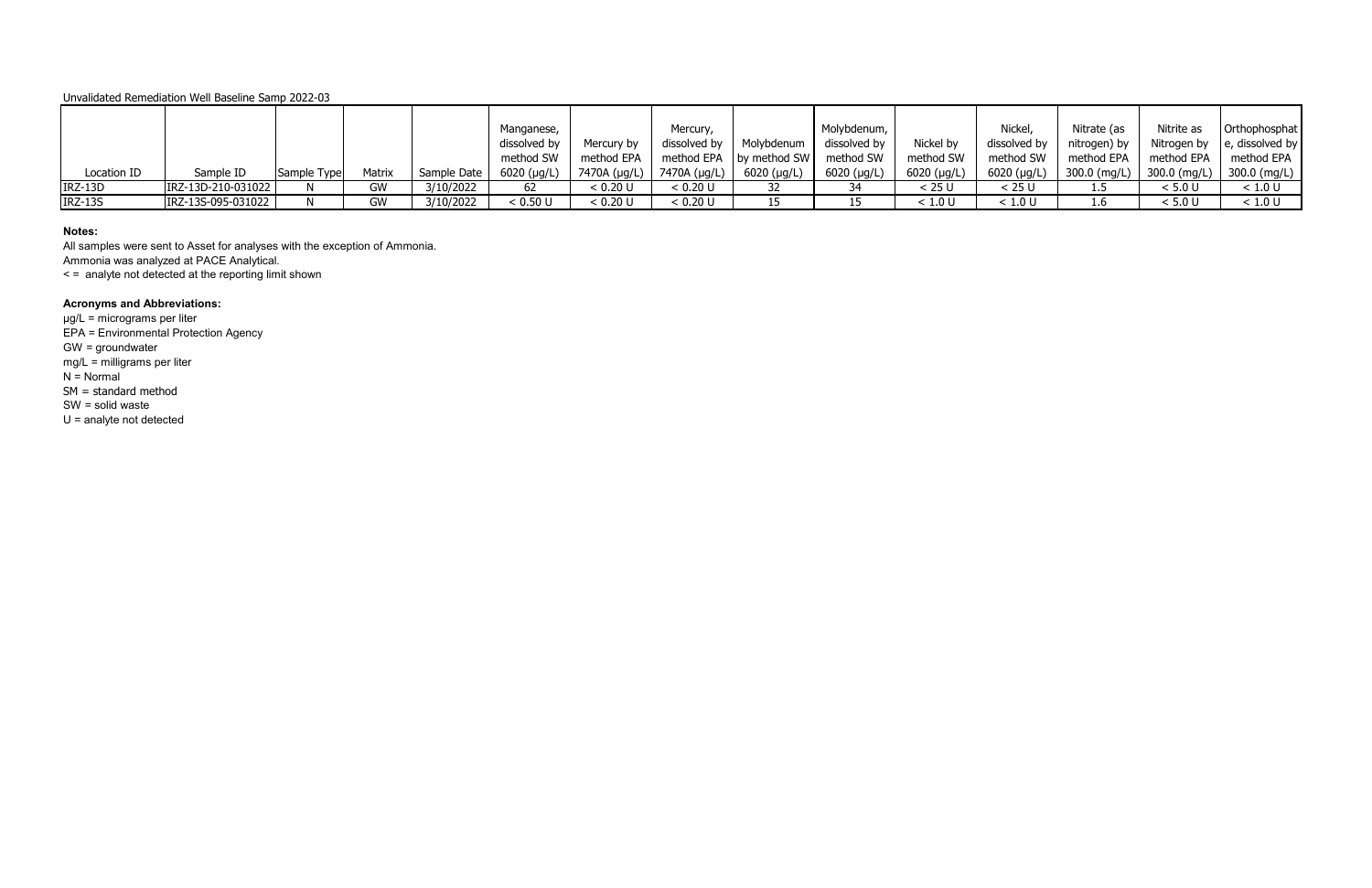Unvalidated Remediation Well Baseline Samp 2022-03

| Location ID | Sample ID | Sample Type | Matrix | Sample Date | Manganese, dissolved by method SW 6020 (µg/L) | Mercury by method EPA 7470A (µg/L) | Mercury, dissolved by method EPA 7470A (µg/L) | Molybdenum by method SW 6020 (µg/L) | Molybdenum, dissolved by method SW 6020 (µg/L) | Nickel by method SW 6020 (µg/L) | Nickel, dissolved by method SW 6020 (µg/L) | Nitrate (as nitrogen) by method EPA 300.0 (mg/L) | Nitrite as Nitrogen by method EPA 300.0 (mg/L) | Orthophosphate, dissolved by method EPA 300.0 (mg/L) |
|---|---|---|---|---|---|---|---|---|---|---|---|---|---|---|
| IRZ-13D | IRZ-13D-210-031022 | N | GW | 3/10/2022 | 62 | < 0.20 U | < 0.20 U | 32 | 34 | < 25 U | < 25 U | 1.5 | < 5.0 U | < 1.0 U |
| IRZ-13S | IRZ-13S-095-031022 | N | GW | 3/10/2022 | < 0.50 U | < 0.20 U | < 0.20 U | 15 | 15 | < 1.0 U | < 1.0 U | 1.6 | < 5.0 U | < 1.0 U |

**Notes:**

All samples were sent to Asset for analyses with the exception of Ammonia.
Ammonia was analyzed at PACE Analytical.
< = analyte not detected at the reporting limit shown

**Acronyms and Abbreviations:**

µg/L = micrograms per liter
EPA = Environmental Protection Agency
GW = groundwater
mg/L = milligrams per liter
N = Normal
SM = standard method
SW = solid waste
U = analyte not detected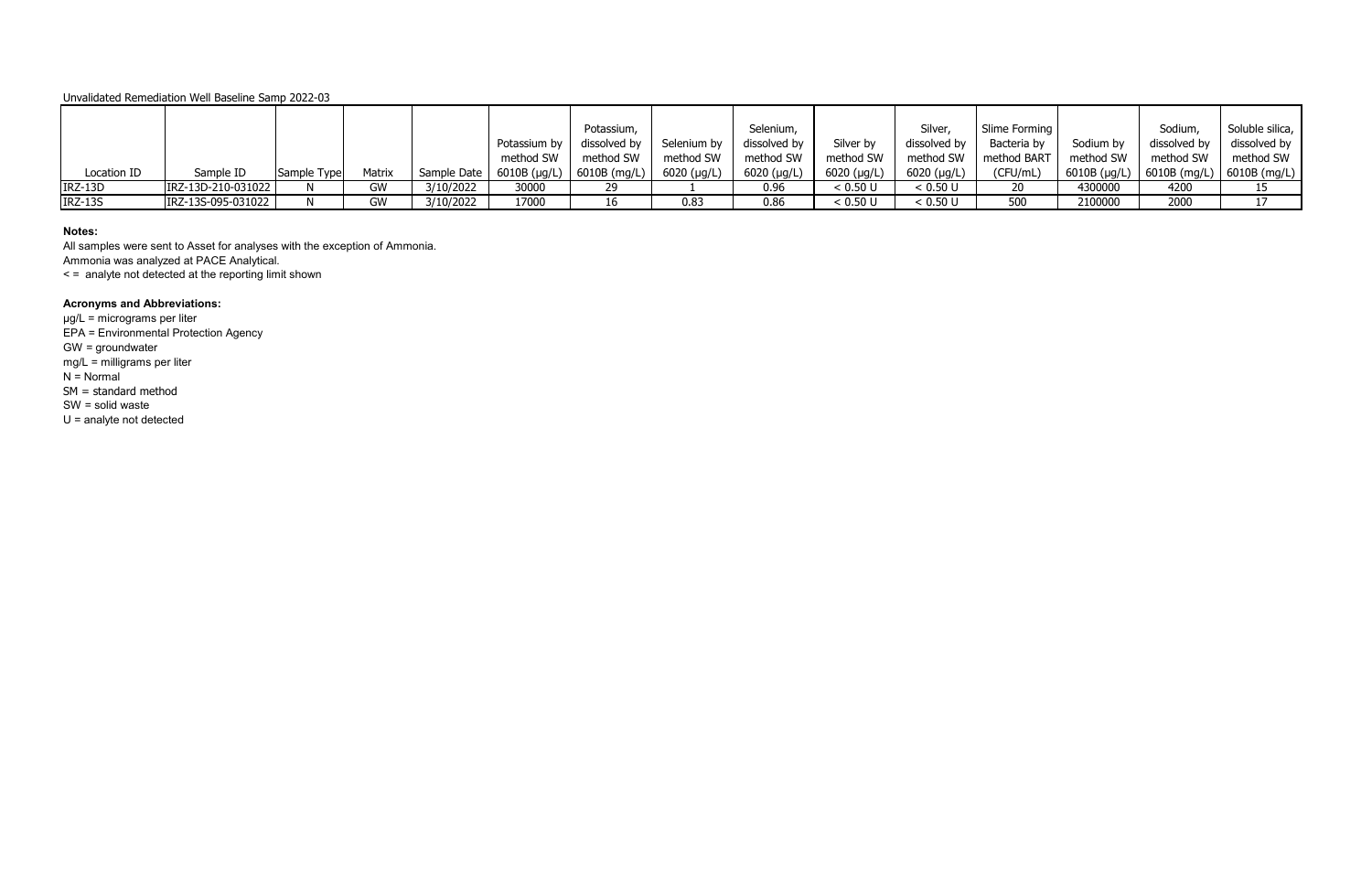Unvalidated Remediation Well Baseline Samp 2022-03

| Location ID | Sample ID | Sample Type | Matrix | Sample Date | Potassium by method SW 6010B (µg/L) | Potassium, dissolved by method SW 6010B (mg/L) | Selenium by method SW 6020 (µg/L) | Selenium, dissolved by method SW 6020 (µg/L) | Silver by method SW 6020 (µg/L) | Silver, dissolved by method SW 6020 (µg/L) | Slime Forming Bacteria by method BART (CFU/mL) | Sodium by method SW 6010B (µg/L) | Sodium, dissolved by method SW 6010B (mg/L) | Soluble silica, dissolved by method SW 6010B (mg/L) |
|---|---|---|---|---|---|---|---|---|---|---|---|---|---|---|
| IRZ-13D | IRZ-13D-210-031022 | N | GW | 3/10/2022 | 30000 | 29 | 1 | 0.96 | < 0.50 U | < 0.50 U | 20 | 4300000 | 4200 | 15 |
| IRZ-13S | IRZ-13S-095-031022 | N | GW | 3/10/2022 | 17000 | 16 | 0.83 | 0.86 | < 0.50 U | < 0.50 U | 500 | 2100000 | 2000 | 17 |

**Notes:**

All samples were sent to Asset for analyses with the exception of Ammonia.
Ammonia was analyzed at PACE Analytical.
< = analyte not detected at the reporting limit shown

**Acronyms and Abbreviations:**

µg/L = micrograms per liter
EPA = Environmental Protection Agency
GW = groundwater
mg/L = milligrams per liter
N = Normal
SM = standard method
SW = solid waste
U = analyte not detected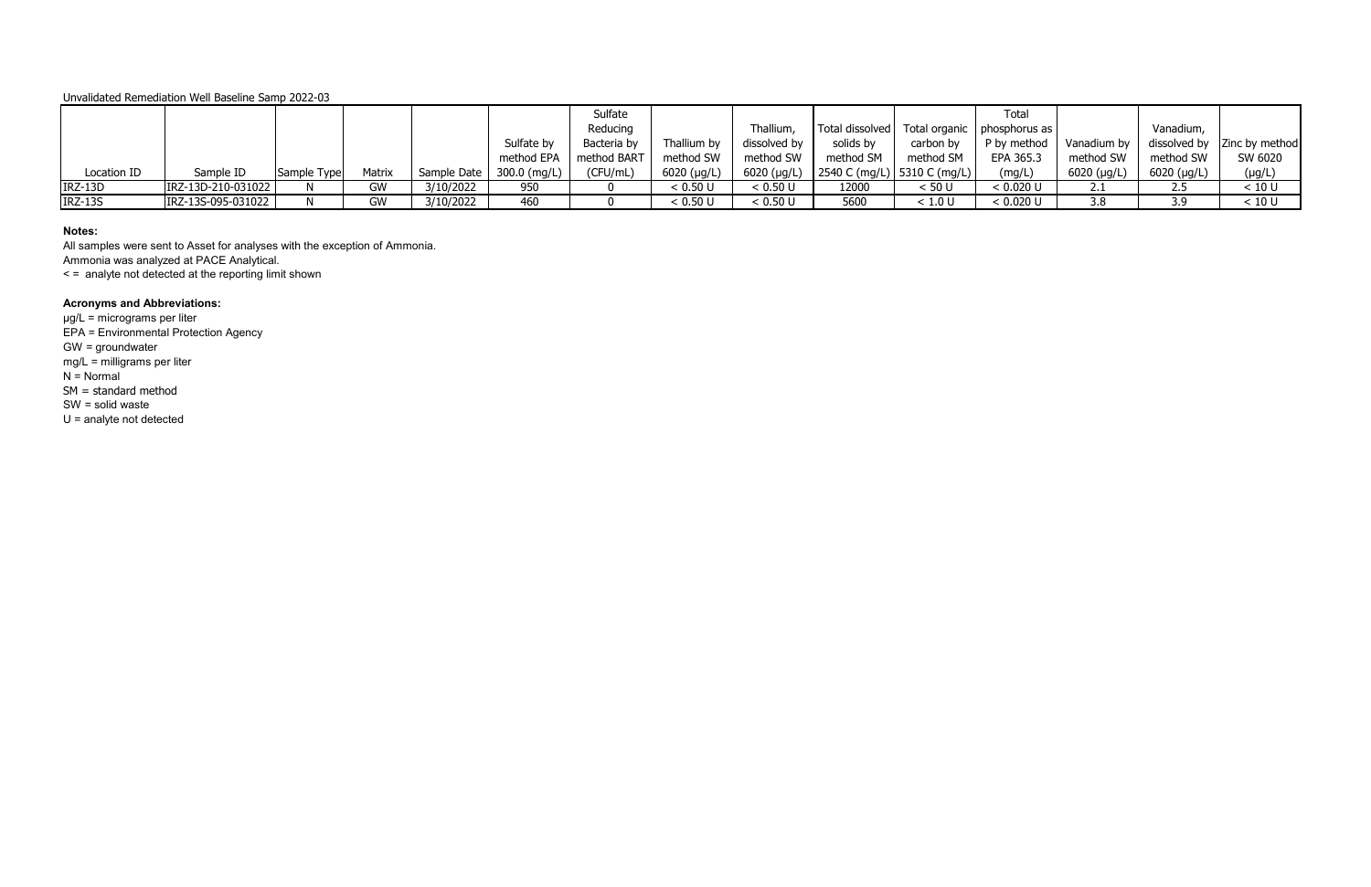Unvalidated Remediation Well Baseline Samp 2022-03

| Location ID | Sample ID | Sample Type | Matrix | Sample Date | Sulfate by method EPA 300.0 (mg/L) | Sulfate Reducing Bacteria by method BART (CFU/mL) | Thallium by method SW 6020 (µg/L) | Thallium, dissolved by method SW 6020 (µg/L) | Total dissolved solids by method SM 2540 C (mg/L) | Total organic carbon by method SM 5310 C (mg/L) | Total phosphorus as P by method EPA 365.3 (mg/L) | Vanadium by method SW 6020 (µg/L) | Vanadium, dissolved by method SW 6020 (µg/L) | Zinc by method SW 6020 (µg/L) |
|---|---|---|---|---|---|---|---|---|---|---|---|---|---|---|
| IRZ-13D | IRZ-13D-210-031022 | N | GW | 3/10/2022 | 950 | 0 | < 0.50 U | < 0.50 U | 12000 | < 50 U | < 0.020 U | 2.1 | 2.5 | < 10 U |
| IRZ-13S | IRZ-13S-095-031022 | N | GW | 3/10/2022 | 460 | 0 | < 0.50 U | < 0.50 U | 5600 | < 1.0 U | < 0.020 U | 3.8 | 3.9 | < 10 U |

**Notes:**

All samples were sent to Asset for analyses with the exception of Ammonia.
Ammonia was analyzed at PACE Analytical.
< = analyte not detected at the reporting limit shown

**Acronyms and Abbreviations:**

µg/L = micrograms per liter
EPA = Environmental Protection Agency
GW = groundwater
mg/L = milligrams per liter
N = Normal
SM = standard method
SW = solid waste
U = analyte not detected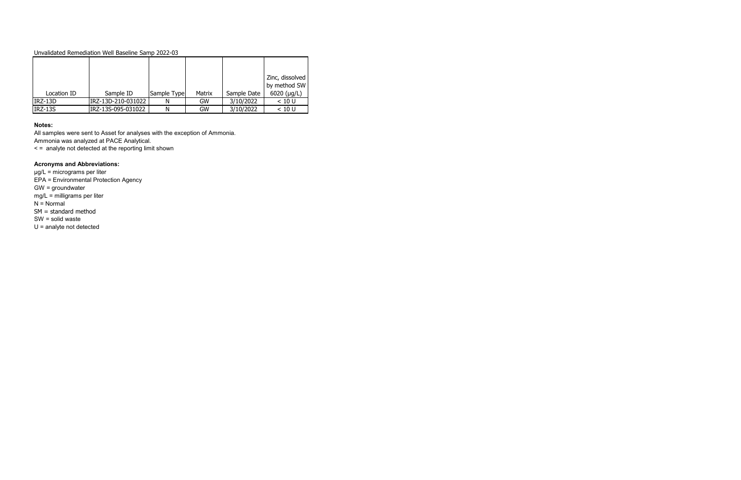Unvalidated Remediation Well Baseline Samp 2022-03

| Location ID | Sample ID | Sample Type | Matrix | Sample Date | Zinc, dissolved by method SW 6020 (µg/L) |
|---|---|---|---|---|---|
| IRZ-13D | IRZ-13D-210-031022 | N | GW | 3/10/2022 | < 10 U |
| IRZ-13S | IRZ-13S-095-031022 | N | GW | 3/10/2022 | < 10 U |

**Notes:**

All samples were sent to Asset for analyses with the exception of Ammonia.
Ammonia was analyzed at PACE Analytical.
< = analyte not detected at the reporting limit shown

**Acronyms and Abbreviations:**

µg/L = micrograms per liter
EPA = Environmental Protection Agency
GW = groundwater
mg/L = milligrams per liter
N = Normal
SM = standard method
SW = solid waste
U = analyte not detected